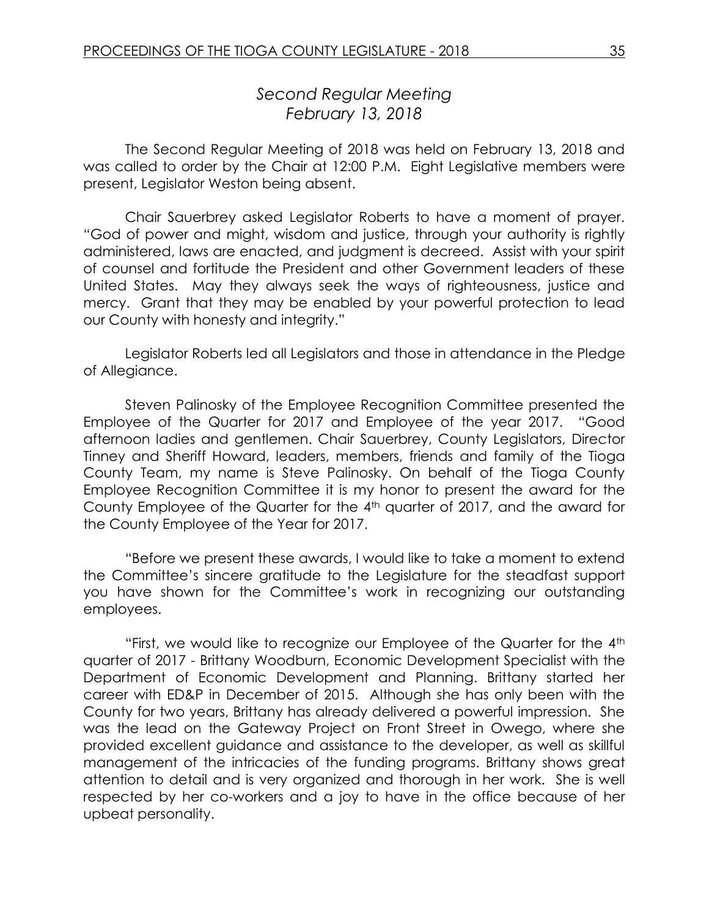## *Second Regular Meeting*
## *February 13, 2018*

The Second Regular Meeting of 2018 was held on February 13, 2018 and was called to order by the Chair at 12:00 P.M. Eight Legislative members were present, Legislator Weston being absent.

Chair Sauerbrey asked Legislator Roberts to have a moment of prayer. "God of power and might, wisdom and justice, through your authority is rightly administered, laws are enacted, and judgment is decreed. Assist with your spirit of counsel and fortitude the President and other Government leaders of these United States. May they always seek the ways of righteousness, justice and mercy. Grant that they may be enabled by your powerful protection to lead our County with honesty and integrity."

Legislator Roberts led all Legislators and those in attendance in the Pledge of Allegiance.

Steven Palinosky of the Employee Recognition Committee presented the Employee of the Quarter for 2017 and Employee of the year 2017. "Good afternoon ladies and gentlemen. Chair Sauerbrey, County Legislators, Director Tinney and Sheriff Howard, leaders, members, friends and family of the Tioga County Team, my name is Steve Palinosky. On behalf of the Tioga County Employee Recognition Committee it is my honor to present the award for the County Employee of the Quarter for the 4th quarter of 2017, and the award for the County Employee of the Year for 2017.

"Before we present these awards, I would like to take a moment to extend the Committee's sincere gratitude to the Legislature for the steadfast support you have shown for the Committee's work in recognizing our outstanding employees.

"First, we would like to recognize our Employee of the Quarter for the 4th quarter of 2017 - Brittany Woodburn, Economic Development Specialist with the Department of Economic Development and Planning. Brittany started her career with ED&P in December of 2015. Although she has only been with the County for two years, Brittany has already delivered a powerful impression. She was the lead on the Gateway Project on Front Street in Owego, where she provided excellent guidance and assistance to the developer, as well as skillful management of the intricacies of the funding programs. Brittany shows great attention to detail and is very organized and thorough in her work. She is well respected by her co-workers and a joy to have in the office because of her upbeat personality.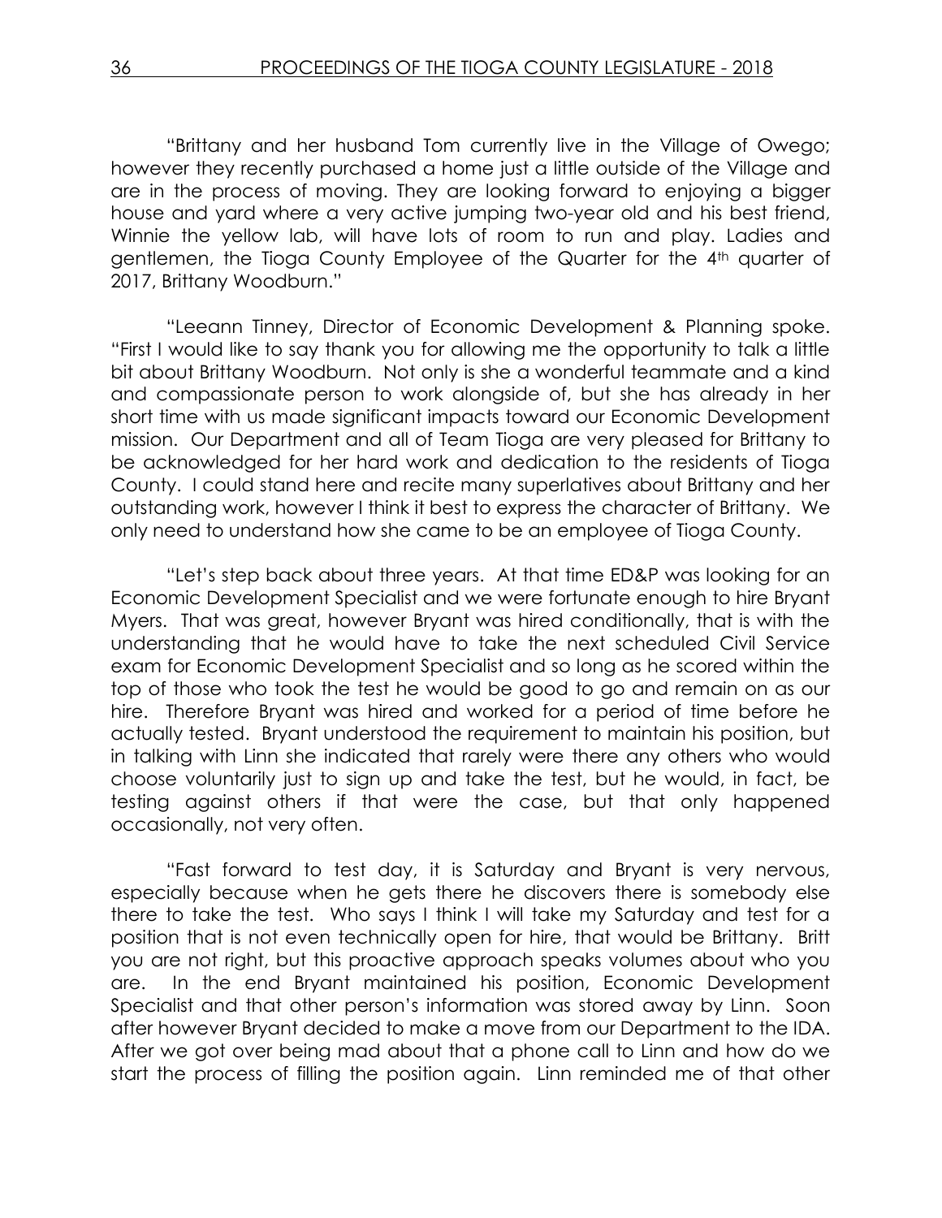"Brittany and her husband Tom currently live in the Village of Owego; however they recently purchased a home just a little outside of the Village and are in the process of moving. They are looking forward to enjoying a bigger house and yard where a very active jumping two-year old and his best friend, Winnie the yellow lab, will have lots of room to run and play. Ladies and gentlemen, the Tioga County Employee of the Quarter for the 4th quarter of 2017, Brittany Woodburn."

"Leeann Tinney, Director of Economic Development & Planning spoke. "First I would like to say thank you for allowing me the opportunity to talk a little bit about Brittany Woodburn. Not only is she a wonderful teammate and a kind and compassionate person to work alongside of, but she has already in her short time with us made significant impacts toward our Economic Development mission. Our Department and all of Team Tioga are very pleased for Brittany to be acknowledged for her hard work and dedication to the residents of Tioga County. I could stand here and recite many superlatives about Brittany and her outstanding work, however I think it best to express the character of Brittany. We only need to understand how she came to be an employee of Tioga County.

"Let's step back about three years. At that time ED&P was looking for an Economic Development Specialist and we were fortunate enough to hire Bryant Myers. That was great, however Bryant was hired conditionally, that is with the understanding that he would have to take the next scheduled Civil Service exam for Economic Development Specialist and so long as he scored within the top of those who took the test he would be good to go and remain on as our hire. Therefore Bryant was hired and worked for a period of time before he actually tested. Bryant understood the requirement to maintain his position, but in talking with Linn she indicated that rarely were there any others who would choose voluntarily just to sign up and take the test, but he would, in fact, be testing against others if that were the case, but that only happened occasionally, not very often.

"Fast forward to test day, it is Saturday and Bryant is very nervous, especially because when he gets there he discovers there is somebody else there to take the test. Who says I think I will take my Saturday and test for a position that is not even technically open for hire, that would be Brittany. Britt you are not right, but this proactive approach speaks volumes about who you are. In the end Bryant maintained his position, Economic Development Specialist and that other person's information was stored away by Linn. Soon after however Bryant decided to make a move from our Department to the IDA. After we got over being mad about that a phone call to Linn and how do we start the process of filling the position again. Linn reminded me of that other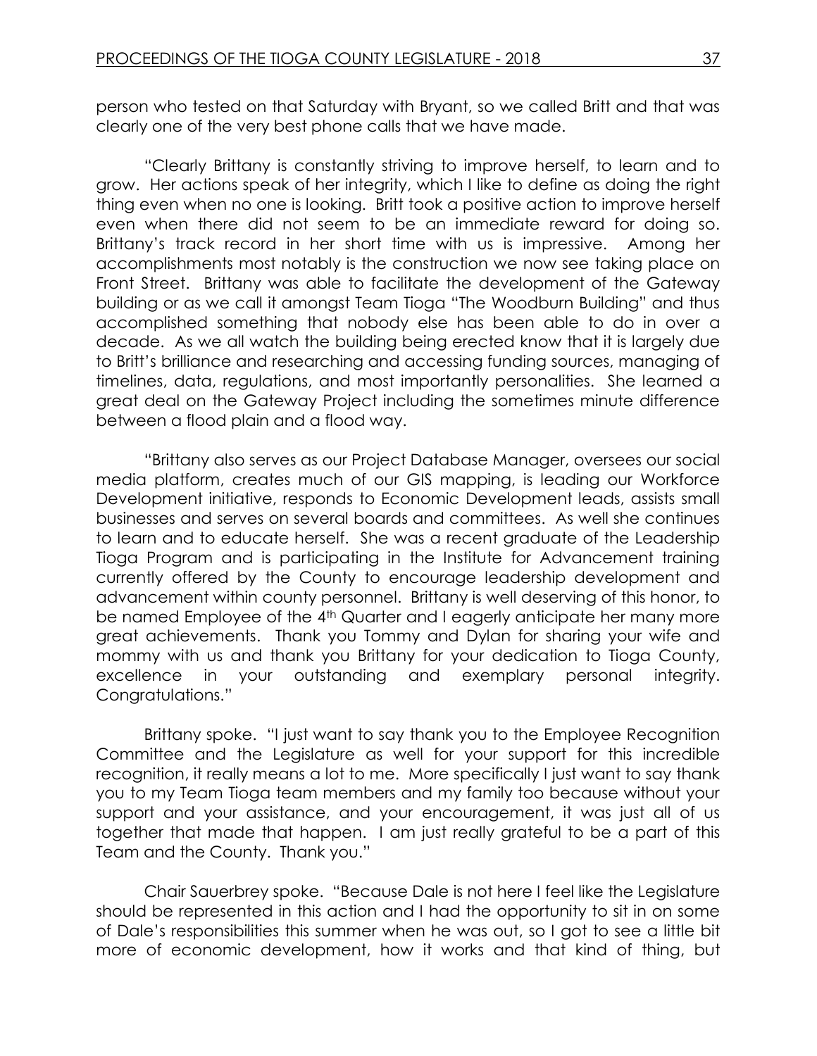person who tested on that Saturday with Bryant, so we called Britt and that was clearly one of the very best phone calls that we have made.

"Clearly Brittany is constantly striving to improve herself, to learn and to grow. Her actions speak of her integrity, which I like to define as doing the right thing even when no one is looking. Britt took a positive action to improve herself even when there did not seem to be an immediate reward for doing so. Brittany's track record in her short time with us is impressive. Among her accomplishments most notably is the construction we now see taking place on Front Street. Brittany was able to facilitate the development of the Gateway building or as we call it amongst Team Tioga "The Woodburn Building" and thus accomplished something that nobody else has been able to do in over a decade. As we all watch the building being erected know that it is largely due to Britt's brilliance and researching and accessing funding sources, managing of timelines, data, regulations, and most importantly personalities. She learned a great deal on the Gateway Project including the sometimes minute difference between a flood plain and a flood way.

"Brittany also serves as our Project Database Manager, oversees our social media platform, creates much of our GIS mapping, is leading our Workforce Development initiative, responds to Economic Development leads, assists small businesses and serves on several boards and committees. As well she continues to learn and to educate herself. She was a recent graduate of the Leadership Tioga Program and is participating in the Institute for Advancement training currently offered by the County to encourage leadership development and advancement within county personnel. Brittany is well deserving of this honor, to be named Employee of the 4th Quarter and I eagerly anticipate her many more great achievements. Thank you Tommy and Dylan for sharing your wife and mommy with us and thank you Brittany for your dedication to Tioga County, excellence in your outstanding and exemplary personal integrity. Congratulations."

Brittany spoke. "I just want to say thank you to the Employee Recognition Committee and the Legislature as well for your support for this incredible recognition, it really means a lot to me. More specifically I just want to say thank you to my Team Tioga team members and my family too because without your support and your assistance, and your encouragement, it was just all of us together that made that happen. I am just really grateful to be a part of this Team and the County. Thank you."

Chair Sauerbrey spoke. "Because Dale is not here I feel like the Legislature should be represented in this action and I had the opportunity to sit in on some of Dale's responsibilities this summer when he was out, so I got to see a little bit more of economic development, how it works and that kind of thing, but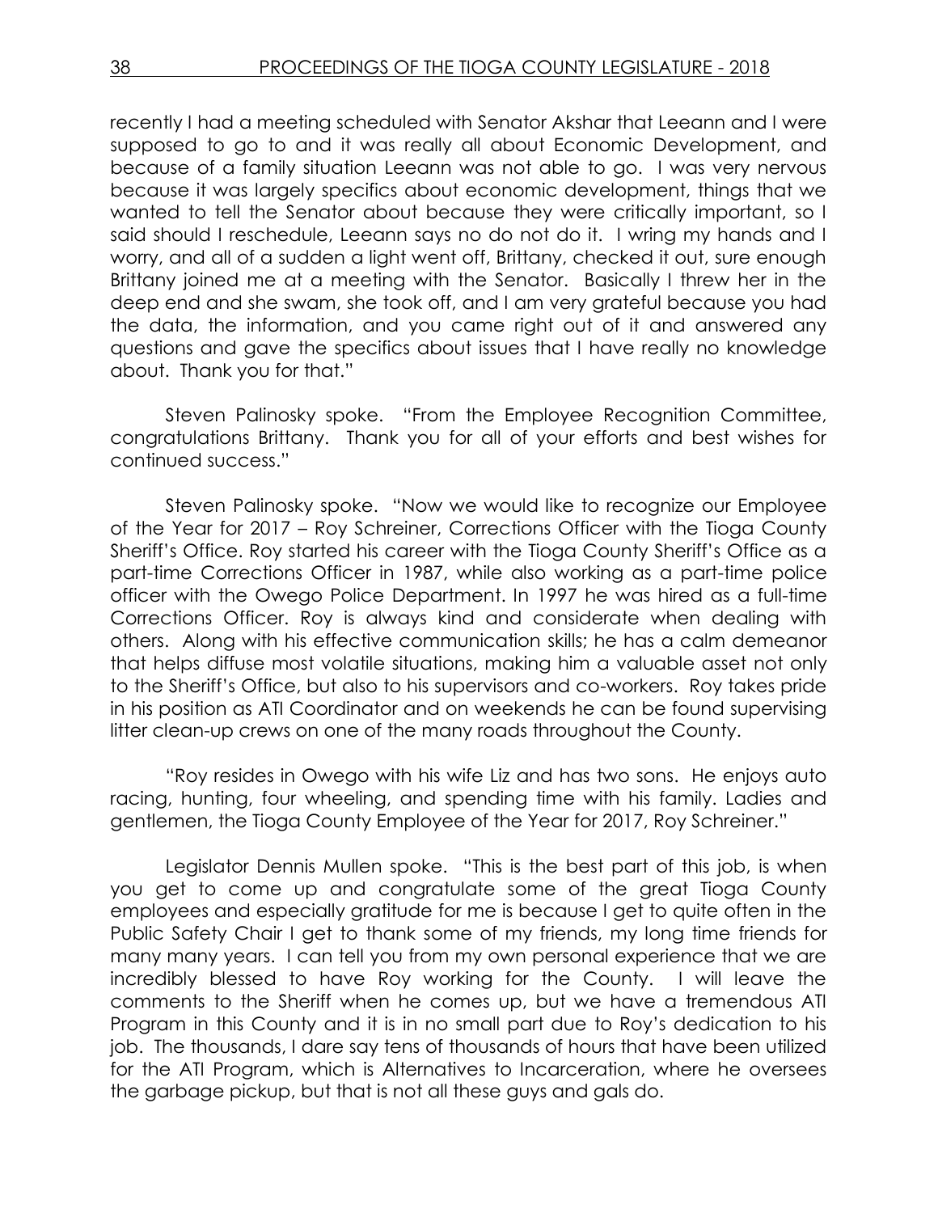recently I had a meeting scheduled with Senator Akshar that Leeann and I were supposed to go to and it was really all about Economic Development, and because of a family situation Leeann was not able to go. I was very nervous because it was largely specifics about economic development, things that we wanted to tell the Senator about because they were critically important, so I said should I reschedule, Leeann says no do not do it. I wring my hands and I worry, and all of a sudden a light went off, Brittany, checked it out, sure enough Brittany joined me at a meeting with the Senator. Basically I threw her in the deep end and she swam, she took off, and I am very grateful because you had the data, the information, and you came right out of it and answered any questions and gave the specifics about issues that I have really no knowledge about. Thank you for that."

Steven Palinosky spoke. "From the Employee Recognition Committee, congratulations Brittany. Thank you for all of your efforts and best wishes for continued success."

Steven Palinosky spoke. "Now we would like to recognize our Employee of the Year for 2017 – Roy Schreiner, Corrections Officer with the Tioga County Sheriff's Office. Roy started his career with the Tioga County Sheriff's Office as a part-time Corrections Officer in 1987, while also working as a part-time police officer with the Owego Police Department. In 1997 he was hired as a full-time Corrections Officer. Roy is always kind and considerate when dealing with others. Along with his effective communication skills; he has a calm demeanor that helps diffuse most volatile situations, making him a valuable asset not only to the Sheriff's Office, but also to his supervisors and co-workers. Roy takes pride in his position as ATI Coordinator and on weekends he can be found supervising litter clean-up crews on one of the many roads throughout the County.

"Roy resides in Owego with his wife Liz and has two sons. He enjoys auto racing, hunting, four wheeling, and spending time with his family. Ladies and gentlemen, the Tioga County Employee of the Year for 2017, Roy Schreiner."

Legislator Dennis Mullen spoke. "This is the best part of this job, is when you get to come up and congratulate some of the great Tioga County employees and especially gratitude for me is because I get to quite often in the Public Safety Chair I get to thank some of my friends, my long time friends for many many years. I can tell you from my own personal experience that we are incredibly blessed to have Roy working for the County. I will leave the comments to the Sheriff when he comes up, but we have a tremendous ATI Program in this County and it is in no small part due to Roy's dedication to his job. The thousands, I dare say tens of thousands of hours that have been utilized for the ATI Program, which is Alternatives to Incarceration, where he oversees the garbage pickup, but that is not all these guys and gals do.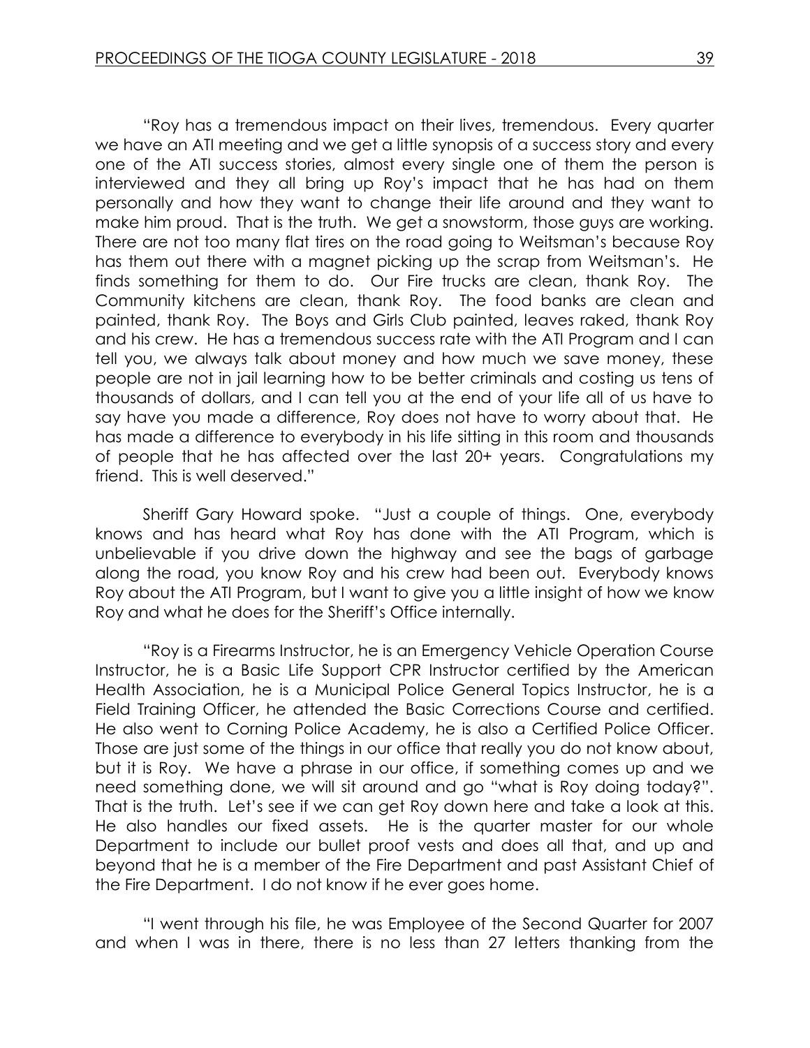"Roy has a tremendous impact on their lives, tremendous. Every quarter we have an ATI meeting and we get a little synopsis of a success story and every one of the ATI success stories, almost every single one of them the person is interviewed and they all bring up Roy's impact that he has had on them personally and how they want to change their life around and they want to make him proud. That is the truth. We get a snowstorm, those guys are working. There are not too many flat tires on the road going to Weitsman's because Roy has them out there with a magnet picking up the scrap from Weitsman's. He finds something for them to do. Our Fire trucks are clean, thank Roy. The Community kitchens are clean, thank Roy. The food banks are clean and painted, thank Roy. The Boys and Girls Club painted, leaves raked, thank Roy and his crew. He has a tremendous success rate with the ATI Program and I can tell you, we always talk about money and how much we save money, these people are not in jail learning how to be better criminals and costing us tens of thousands of dollars, and I can tell you at the end of your life all of us have to say have you made a difference, Roy does not have to worry about that. He has made a difference to everybody in his life sitting in this room and thousands of people that he has affected over the last 20+ years. Congratulations my friend. This is well deserved."

Sheriff Gary Howard spoke. "Just a couple of things. One, everybody knows and has heard what Roy has done with the ATI Program, which is unbelievable if you drive down the highway and see the bags of garbage along the road, you know Roy and his crew had been out. Everybody knows Roy about the ATI Program, but I want to give you a little insight of how we know Roy and what he does for the Sheriff's Office internally.

"Roy is a Firearms Instructor, he is an Emergency Vehicle Operation Course Instructor, he is a Basic Life Support CPR Instructor certified by the American Health Association, he is a Municipal Police General Topics Instructor, he is a Field Training Officer, he attended the Basic Corrections Course and certified. He also went to Corning Police Academy, he is also a Certified Police Officer. Those are just some of the things in our office that really you do not know about, but it is Roy. We have a phrase in our office, if something comes up and we need something done, we will sit around and go "what is Roy doing today?". That is the truth. Let's see if we can get Roy down here and take a look at this. He also handles our fixed assets. He is the quarter master for our whole Department to include our bullet proof vests and does all that, and up and beyond that he is a member of the Fire Department and past Assistant Chief of the Fire Department. I do not know if he ever goes home.

"I went through his file, he was Employee of the Second Quarter for 2007 and when I was in there, there is no less than 27 letters thanking from the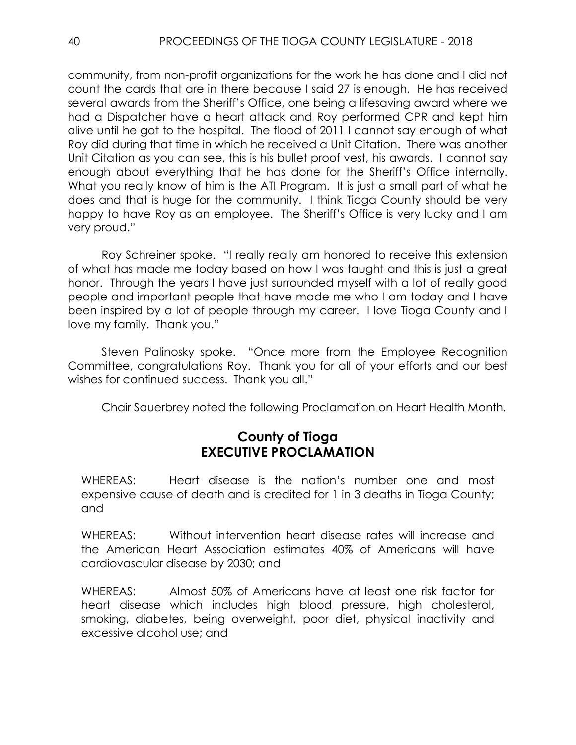community, from non-profit organizations for the work he has done and I did not count the cards that are in there because I said 27 is enough. He has received several awards from the Sheriff's Office, one being a lifesaving award where we had a Dispatcher have a heart attack and Roy performed CPR and kept him alive until he got to the hospital. The flood of 2011 I cannot say enough of what Roy did during that time in which he received a Unit Citation. There was another Unit Citation as you can see, this is his bullet proof vest, his awards. I cannot say enough about everything that he has done for the Sheriff's Office internally. What you really know of him is the ATI Program. It is just a small part of what he does and that is huge for the community. I think Tioga County should be very happy to have Roy as an employee. The Sheriff's Office is very lucky and I am very proud."

Roy Schreiner spoke. "I really really am honored to receive this extension of what has made me today based on how I was taught and this is just a great honor. Through the years I have just surrounded myself with a lot of really good people and important people that have made me who I am today and I have been inspired by a lot of people through my career. I love Tioga County and I love my family. Thank you."

Steven Palinosky spoke. "Once more from the Employee Recognition Committee, congratulations Roy. Thank you for all of your efforts and our best wishes for continued success. Thank you all."

Chair Sauerbrey noted the following Proclamation on Heart Health Month.

## County of Tioga
## EXECUTIVE PROCLAMATION

WHEREAS: Heart disease is the nation's number one and most expensive cause of death and is credited for 1 in 3 deaths in Tioga County; and

WHEREAS: Without intervention heart disease rates will increase and the American Heart Association estimates 40% of Americans will have cardiovascular disease by 2030; and

WHEREAS: Almost 50% of Americans have at least one risk factor for heart disease which includes high blood pressure, high cholesterol, smoking, diabetes, being overweight, poor diet, physical inactivity and excessive alcohol use; and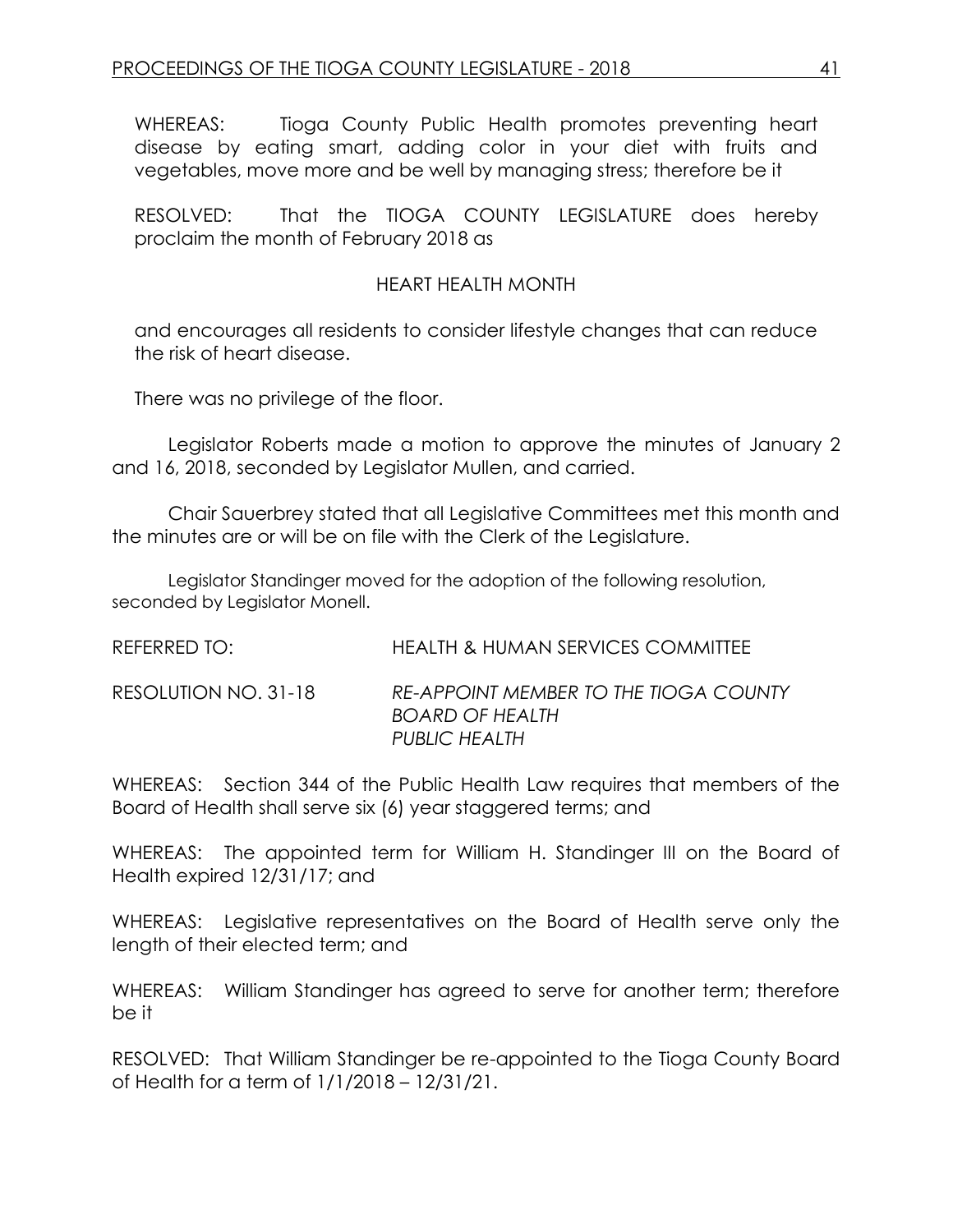WHEREAS: Tioga County Public Health promotes preventing heart disease by eating smart, adding color in your diet with fruits and vegetables, move more and be well by managing stress; therefore be it

RESOLVED: That the TIOGA COUNTY LEGISLATURE does hereby proclaim the month of February 2018 as

HEART HEALTH MONTH

and encourages all residents to consider lifestyle changes that can reduce the risk of heart disease.

There was no privilege of the floor.

Legislator Roberts made a motion to approve the minutes of January 2 and 16, 2018, seconded by Legislator Mullen, and carried.

Chair Sauerbrey stated that all Legislative Committees met this month and the minutes are or will be on file with the Clerk of the Legislature.

Legislator Standinger moved for the adoption of the following resolution, seconded by Legislator Monell.

REFERRED TO: HEALTH & HUMAN SERVICES COMMITTEE

RESOLUTION NO. 31-18 *RE-APPOINT MEMBER TO THE TIOGA COUNTY BOARD OF HEALTH PUBLIC HEALTH*

WHEREAS: Section 344 of the Public Health Law requires that members of the Board of Health shall serve six (6) year staggered terms; and

WHEREAS: The appointed term for William H. Standinger III on the Board of Health expired 12/31/17; and

WHEREAS: Legislative representatives on the Board of Health serve only the length of their elected term; and

WHEREAS: William Standinger has agreed to serve for another term; therefore be it

RESOLVED: That William Standinger be re-appointed to the Tioga County Board of Health for a term of 1/1/2018 – 12/31/21.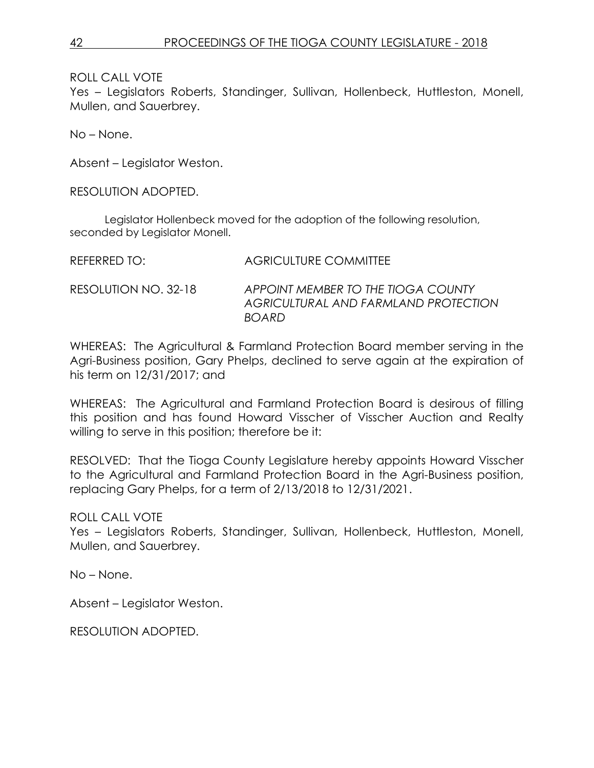ROLL CALL VOTE
Yes – Legislators Roberts, Standinger, Sullivan, Hollenbeck, Huttleston, Monell, Mullen, and Sauerbrey.

No – None.

Absent – Legislator Weston.

RESOLUTION ADOPTED.

Legislator Hollenbeck moved for the adoption of the following resolution, seconded by Legislator Monell.

REFERRED TO: AGRICULTURE COMMITTEE

RESOLUTION NO. 32-18 *APPOINT MEMBER TO THE TIOGA COUNTY AGRICULTURAL AND FARMLAND PROTECTION BOARD*

WHEREAS: The Agricultural & Farmland Protection Board member serving in the Agri-Business position, Gary Phelps, declined to serve again at the expiration of his term on 12/31/2017; and

WHEREAS: The Agricultural and Farmland Protection Board is desirous of filling this position and has found Howard Visscher of Visscher Auction and Realty willing to serve in this position; therefore be it:

RESOLVED: That the Tioga County Legislature hereby appoints Howard Visscher to the Agricultural and Farmland Protection Board in the Agri-Business position, replacing Gary Phelps, for a term of 2/13/2018 to 12/31/2021.

ROLL CALL VOTE
Yes – Legislators Roberts, Standinger, Sullivan, Hollenbeck, Huttleston, Monell, Mullen, and Sauerbrey.

No – None.

Absent – Legislator Weston.

RESOLUTION ADOPTED.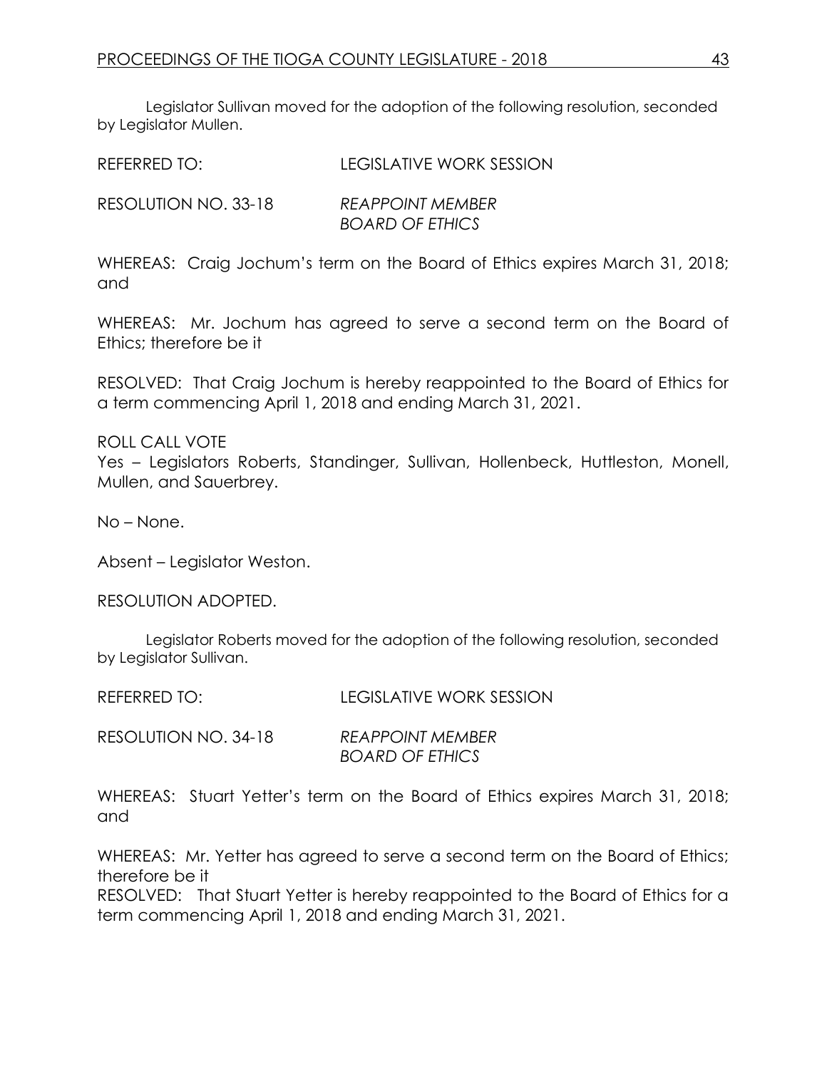Legislator Sullivan moved for the adoption of the following resolution, seconded by Legislator Mullen.

REFERRED TO: LEGISLATIVE WORK SESSION

RESOLUTION NO. 33-18 *REAPPOINT MEMBER BOARD OF ETHICS*

WHEREAS: Craig Jochum's term on the Board of Ethics expires March 31, 2018; and

WHEREAS: Mr. Jochum has agreed to serve a second term on the Board of Ethics; therefore be it

RESOLVED: That Craig Jochum is hereby reappointed to the Board of Ethics for a term commencing April 1, 2018 and ending March 31, 2021.

ROLL CALL VOTE
Yes – Legislators Roberts, Standinger, Sullivan, Hollenbeck, Huttleston, Monell, Mullen, and Sauerbrey.

No – None.

Absent – Legislator Weston.

RESOLUTION ADOPTED.

Legislator Roberts moved for the adoption of the following resolution, seconded by Legislator Sullivan.

REFERRED TO: LEGISLATIVE WORK SESSION

RESOLUTION NO. 34-18 *REAPPOINT MEMBER BOARD OF ETHICS*

WHEREAS: Stuart Yetter's term on the Board of Ethics expires March 31, 2018; and

WHEREAS: Mr. Yetter has agreed to serve a second term on the Board of Ethics; therefore be it
RESOLVED: That Stuart Yetter is hereby reappointed to the Board of Ethics for a term commencing April 1, 2018 and ending March 31, 2021.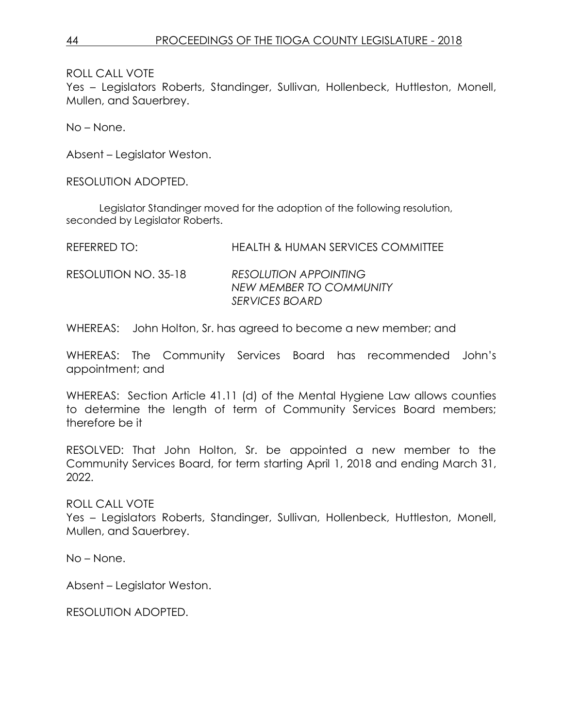ROLL CALL VOTE
Yes – Legislators Roberts, Standinger, Sullivan, Hollenbeck, Huttleston, Monell, Mullen, and Sauerbrey.

No – None.

Absent – Legislator Weston.

RESOLUTION ADOPTED.

Legislator Standinger moved for the adoption of the following resolution, seconded by Legislator Roberts.

REFERRED TO: HEALTH & HUMAN SERVICES COMMITTEE

RESOLUTION NO. 35-18 *RESOLUTION APPOINTING NEW MEMBER TO COMMUNITY SERVICES BOARD*

WHEREAS: John Holton, Sr. has agreed to become a new member; and

WHEREAS: The Community Services Board has recommended John's appointment; and

WHEREAS: Section Article 41.11 (d) of the Mental Hygiene Law allows counties to determine the length of term of Community Services Board members; therefore be it

RESOLVED: That John Holton, Sr. be appointed a new member to the Community Services Board, for term starting April 1, 2018 and ending March 31, 2022.

ROLL CALL VOTE
Yes – Legislators Roberts, Standinger, Sullivan, Hollenbeck, Huttleston, Monell, Mullen, and Sauerbrey.

No – None.

Absent – Legislator Weston.

RESOLUTION ADOPTED.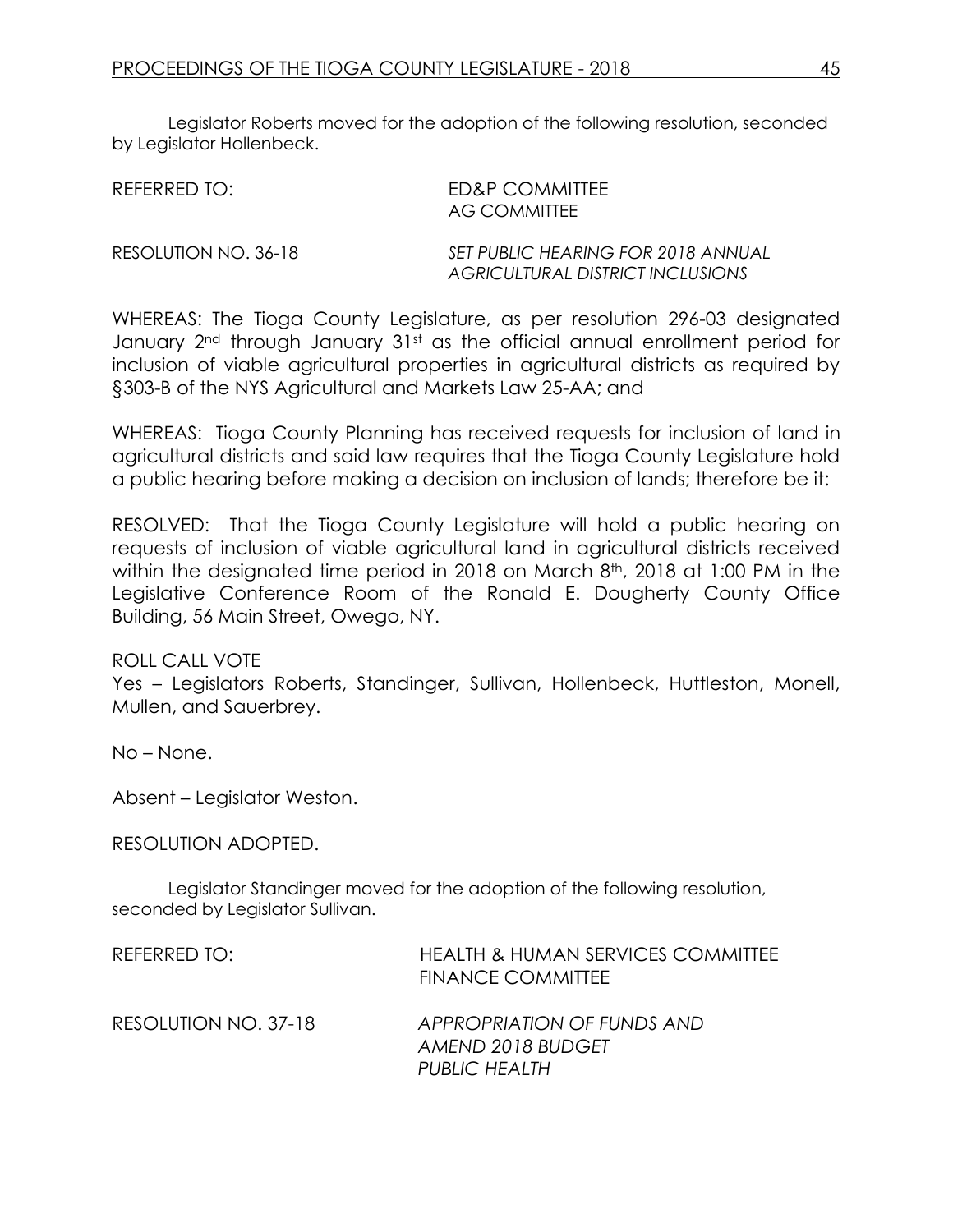Legislator Roberts moved for the adoption of the following resolution, seconded by Legislator Hollenbeck.

REFERRED TO: ED&P COMMITTEE
AG COMMITTEE

RESOLUTION NO. 36-18 *SET PUBLIC HEARING FOR 2018 ANNUAL AGRICULTURAL DISTRICT INCLUSIONS*

WHEREAS: The Tioga County Legislature, as per resolution 296-03 designated January 2nd through January 31st as the official annual enrollment period for inclusion of viable agricultural properties in agricultural districts as required by §303-B of the NYS Agricultural and Markets Law 25-AA; and

WHEREAS: Tioga County Planning has received requests for inclusion of land in agricultural districts and said law requires that the Tioga County Legislature hold a public hearing before making a decision on inclusion of lands; therefore be it:

RESOLVED: That the Tioga County Legislature will hold a public hearing on requests of inclusion of viable agricultural land in agricultural districts received within the designated time period in 2018 on March 8th, 2018 at 1:00 PM in the Legislative Conference Room of the Ronald E. Dougherty County Office Building, 56 Main Street, Owego, NY.

ROLL CALL VOTE
Yes – Legislators Roberts, Standinger, Sullivan, Hollenbeck, Huttleston, Monell, Mullen, and Sauerbrey.

No – None.

Absent – Legislator Weston.

RESOLUTION ADOPTED.

Legislator Standinger moved for the adoption of the following resolution, seconded by Legislator Sullivan.

REFERRED TO: HEALTH & HUMAN SERVICES COMMITTEE
FINANCE COMMITTEE

RESOLUTION NO. 37-18 *APPROPRIATION OF FUNDS AND AMEND 2018 BUDGET PUBLIC HEALTH*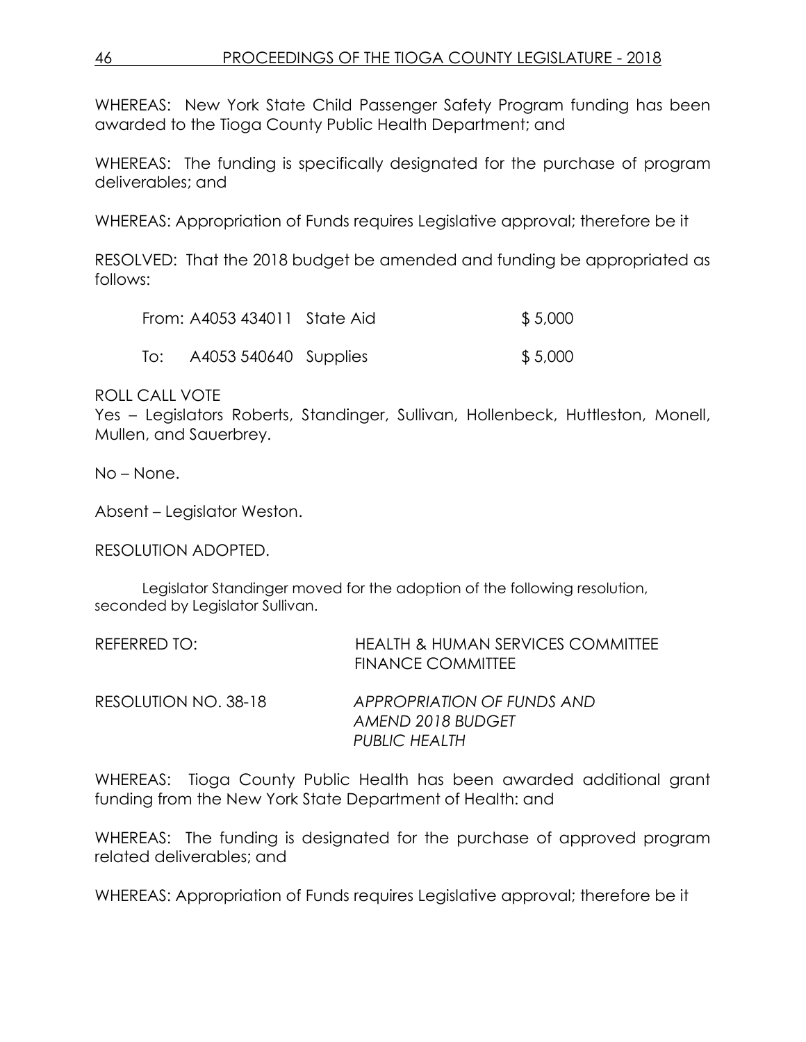WHEREAS: New York State Child Passenger Safety Program funding has been awarded to the Tioga County Public Health Department; and

WHEREAS: The funding is specifically designated for the purchase of program deliverables; and

WHEREAS: Appropriation of Funds requires Legislative approval; therefore be it

RESOLVED: That the 2018 budget be amended and funding be appropriated as follows:

| | | | |
|---|---|---|---|
| From: | A4053 434011 | State Aid | $ 5,000 |
| To: | A4053 540640 | Supplies | $ 5,000 |

ROLL CALL VOTE
Yes – Legislators Roberts, Standinger, Sullivan, Hollenbeck, Huttleston, Monell, Mullen, and Sauerbrey.

No – None.

Absent – Legislator Weston.

RESOLUTION ADOPTED.

Legislator Standinger moved for the adoption of the following resolution, seconded by Legislator Sullivan.

REFERRED TO: HEALTH & HUMAN SERVICES COMMITTEE
FINANCE COMMITTEE

RESOLUTION NO. 38-18 *APPROPRIATION OF FUNDS AND AMEND 2018 BUDGET PUBLIC HEALTH*

WHEREAS: Tioga County Public Health has been awarded additional grant funding from the New York State Department of Health: and

WHEREAS: The funding is designated for the purchase of approved program related deliverables; and

WHEREAS: Appropriation of Funds requires Legislative approval; therefore be it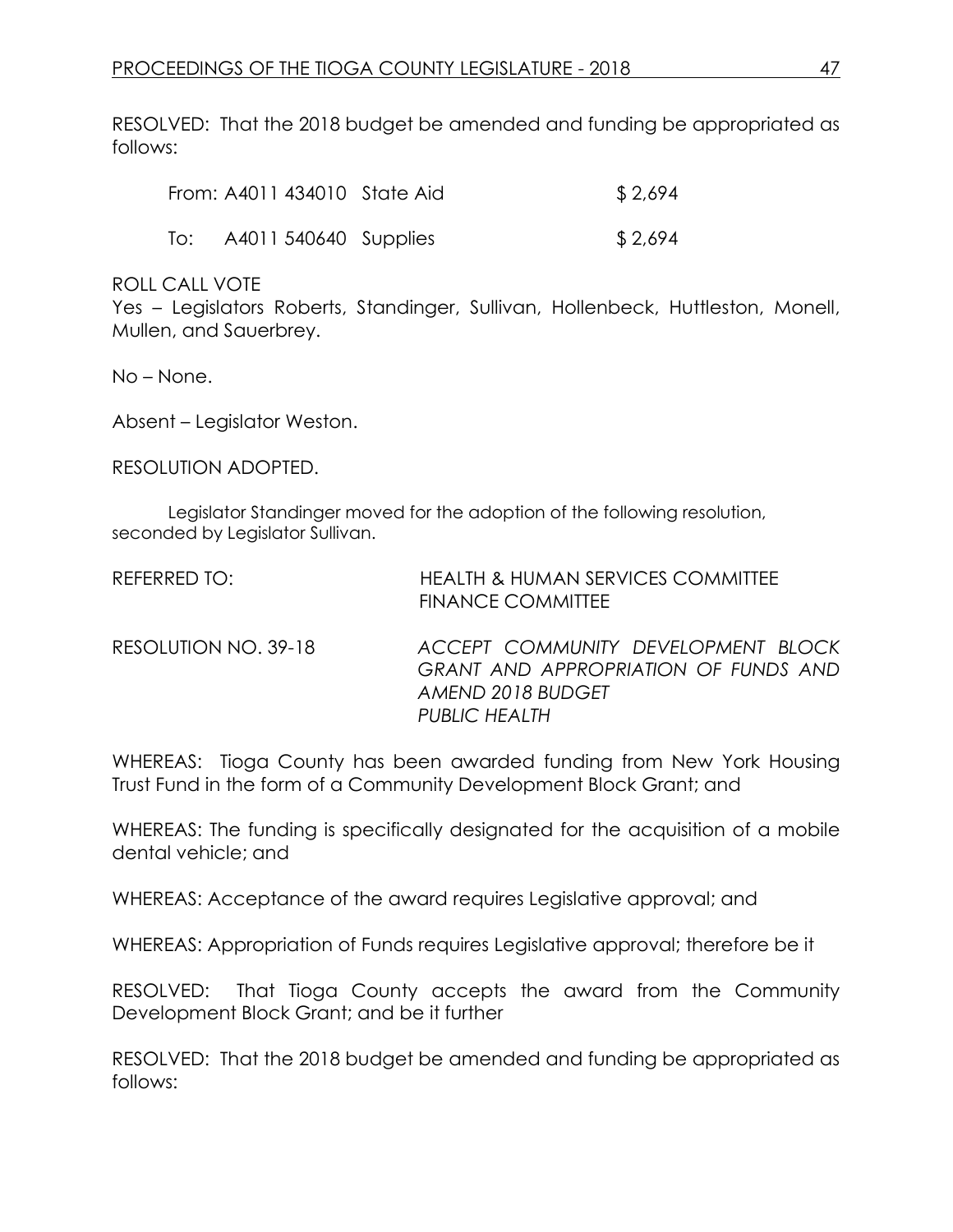RESOLVED: That the 2018 budget be amended and funding be appropriated as follows:

| | | | |
|---|---|---|---|
| From: | A4011 434010 | State Aid | $ 2,694 |
| To: | A4011 540640 | Supplies | $ 2,694 |

ROLL CALL VOTE
Yes – Legislators Roberts, Standinger, Sullivan, Hollenbeck, Huttleston, Monell, Mullen, and Sauerbrey.

No – None.

Absent – Legislator Weston.

RESOLUTION ADOPTED.

Legislator Standinger moved for the adoption of the following resolution, seconded by Legislator Sullivan.

REFERRED TO: HEALTH & HUMAN SERVICES COMMITTEE
FINANCE COMMITTEE

RESOLUTION NO. 39-18 *ACCEPT COMMUNITY DEVELOPMENT BLOCK GRANT AND APPROPRIATION OF FUNDS AND AMEND 2018 BUDGET*
*PUBLIC HEALTH*

WHEREAS: Tioga County has been awarded funding from New York Housing Trust Fund in the form of a Community Development Block Grant; and

WHEREAS: The funding is specifically designated for the acquisition of a mobile dental vehicle; and

WHEREAS: Acceptance of the award requires Legislative approval; and

WHEREAS: Appropriation of Funds requires Legislative approval; therefore be it

RESOLVED: That Tioga County accepts the award from the Community Development Block Grant; and be it further

RESOLVED: That the 2018 budget be amended and funding be appropriated as follows: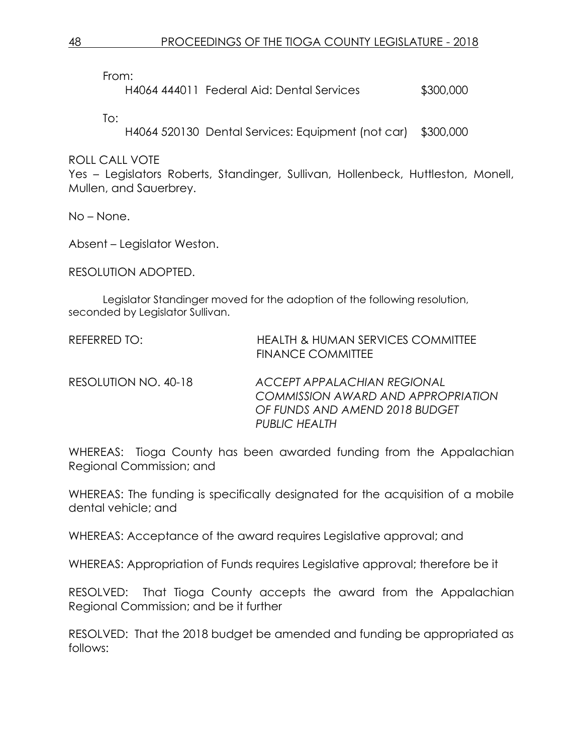From:

H4064 444011 Federal Aid: Dental Services $300,000

To:

H4064 520130 Dental Services: Equipment (not car) $300,000

ROLL CALL VOTE
Yes – Legislators Roberts, Standinger, Sullivan, Hollenbeck, Huttleston, Monell, Mullen, and Sauerbrey.

No – None.

Absent – Legislator Weston.

RESOLUTION ADOPTED.

Legislator Standinger moved for the adoption of the following resolution, seconded by Legislator Sullivan.

REFERRED TO: HEALTH & HUMAN SERVICES COMMITTEE
FINANCE COMMITTEE

RESOLUTION NO. 40-18 *ACCEPT APPALACHIAN REGIONAL COMMISSION AWARD AND APPROPRIATION OF FUNDS AND AMEND 2018 BUDGET PUBLIC HEALTH*

WHEREAS: Tioga County has been awarded funding from the Appalachian Regional Commission; and

WHEREAS: The funding is specifically designated for the acquisition of a mobile dental vehicle; and

WHEREAS: Acceptance of the award requires Legislative approval; and

WHEREAS: Appropriation of Funds requires Legislative approval; therefore be it

RESOLVED: That Tioga County accepts the award from the Appalachian Regional Commission; and be it further

RESOLVED: That the 2018 budget be amended and funding be appropriated as follows: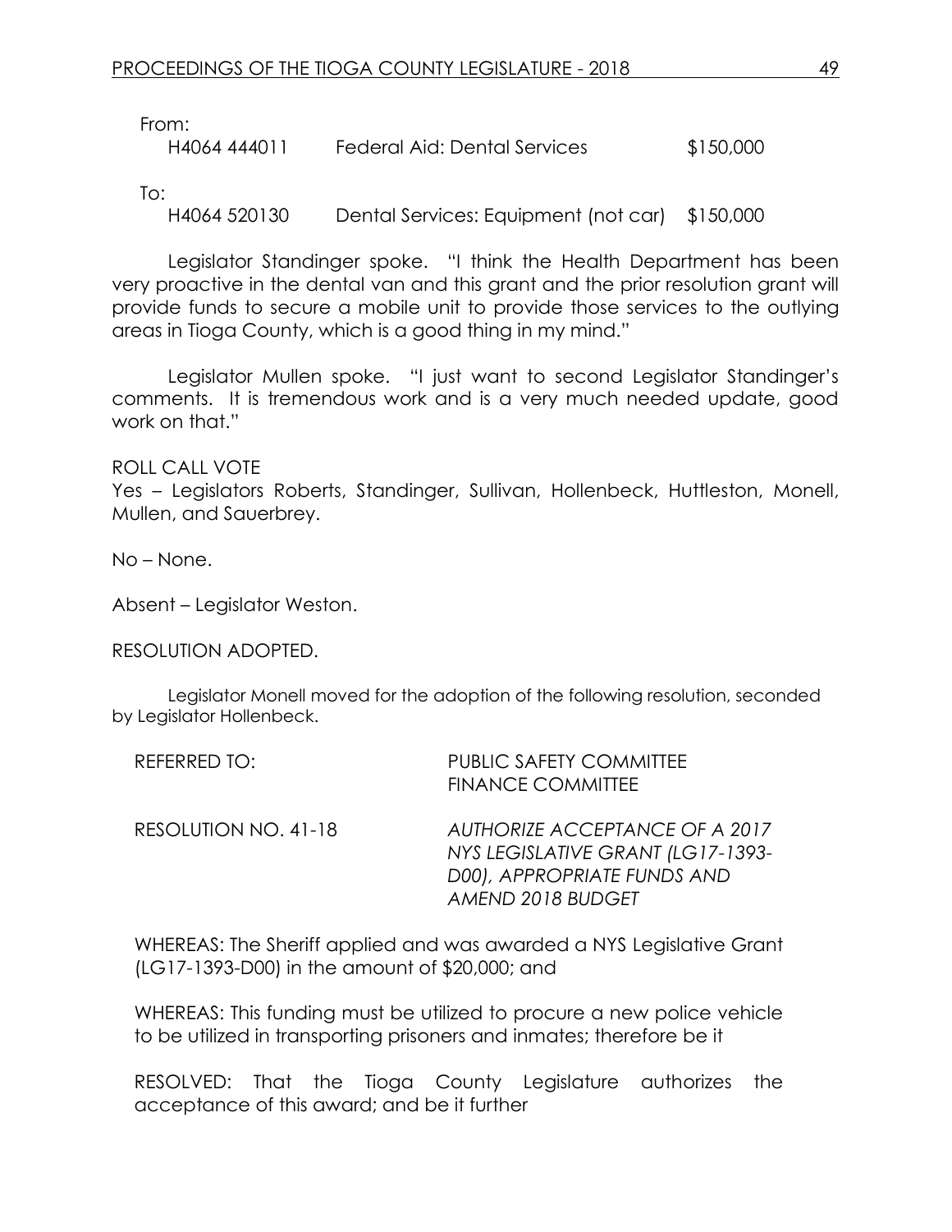From:

| | | |
|---|---|---|
| H4064 444011 | Federal Aid: Dental Services | $150,000 |

To:

| | | |
|---|---|---|
| H4064 520130 | Dental Services: Equipment (not car) | $150,000 |

Legislator Standinger spoke. "I think the Health Department has been very proactive in the dental van and this grant and the prior resolution grant will provide funds to secure a mobile unit to provide those services to the outlying areas in Tioga County, which is a good thing in my mind."

Legislator Mullen spoke. "I just want to second Legislator Standinger's comments. It is tremendous work and is a very much needed update, good work on that."

ROLL CALL VOTE
Yes – Legislators Roberts, Standinger, Sullivan, Hollenbeck, Huttleston, Monell, Mullen, and Sauerbrey.

No – None.

Absent – Legislator Weston.

RESOLUTION ADOPTED.

Legislator Monell moved for the adoption of the following resolution, seconded by Legislator Hollenbeck.

REFERRED TO: PUBLIC SAFETY COMMITTEE
FINANCE COMMITTEE

RESOLUTION NO. 41-18 *AUTHORIZE ACCEPTANCE OF A 2017 NYS LEGISLATIVE GRANT (LG17-1393-D00), APPROPRIATE FUNDS AND AMEND 2018 BUDGET*

WHEREAS: The Sheriff applied and was awarded a NYS Legislative Grant (LG17-1393-D00) in the amount of $20,000; and

WHEREAS: This funding must be utilized to procure a new police vehicle to be utilized in transporting prisoners and inmates; therefore be it

RESOLVED: That the Tioga County Legislature authorizes the acceptance of this award; and be it further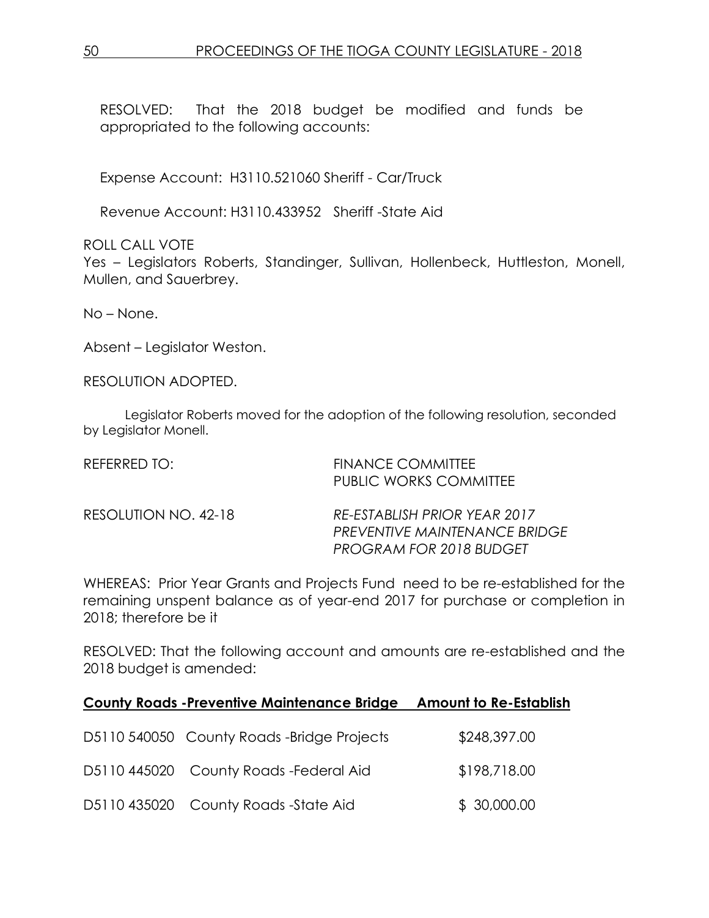RESOLVED: That the 2018 budget be modified and funds be appropriated to the following accounts:

Expense Account: H3110.521060 Sheriff - Car/Truck

Revenue Account: H3110.433952 Sheriff -State Aid

ROLL CALL VOTE
Yes – Legislators Roberts, Standinger, Sullivan, Hollenbeck, Huttleston, Monell, Mullen, and Sauerbrey.

No – None.

Absent – Legislator Weston.

RESOLUTION ADOPTED.

Legislator Roberts moved for the adoption of the following resolution, seconded by Legislator Monell.

REFERRED TO: FINANCE COMMITTEE
PUBLIC WORKS COMMITTEE

RESOLUTION NO. 42-18 *RE-ESTABLISH PRIOR YEAR 2017 PREVENTIVE MAINTENANCE BRIDGE PROGRAM FOR 2018 BUDGET*

WHEREAS: Prior Year Grants and Projects Fund need to be re-established for the remaining unspent balance as of year-end 2017 for purchase or completion in 2018; therefore be it

RESOLVED: That the following account and amounts are re-established and the 2018 budget is amended:

| **County Roads -Preventive Maintenance Bridge** | **Amount to Re-Establish** |
|---|---|
| D5110 540050 County Roads -Bridge Projects | $248,397.00 |
| D5110 445020 County Roads -Federal Aid | $198,718.00 |
| D5110 435020 County Roads -State Aid | $ 30,000.00 |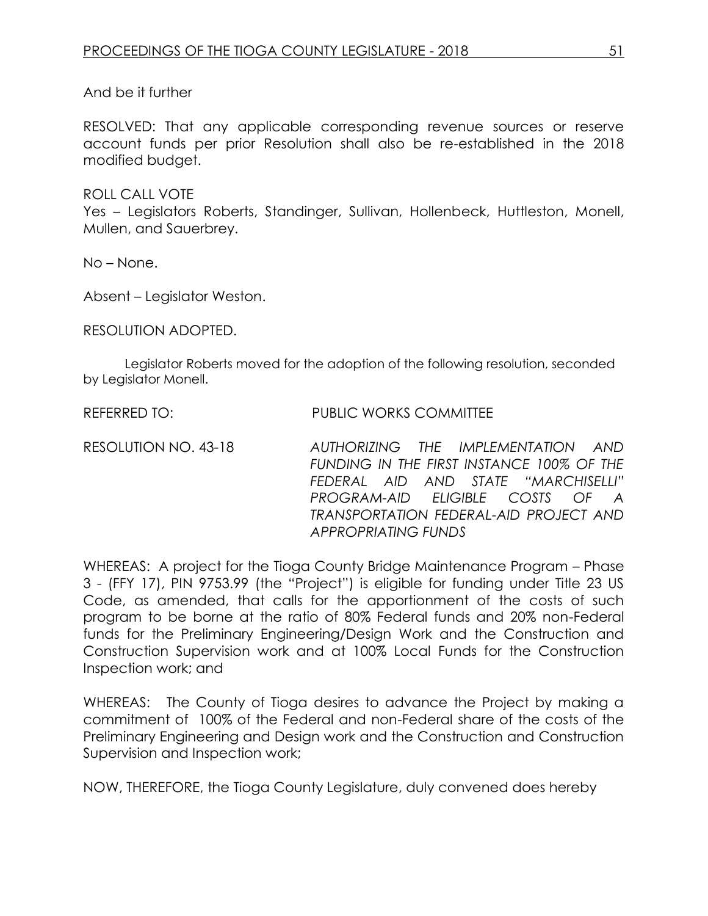And be it further

RESOLVED: That any applicable corresponding revenue sources or reserve account funds per prior Resolution shall also be re-established in the 2018 modified budget.

ROLL CALL VOTE

Yes – Legislators Roberts, Standinger, Sullivan, Hollenbeck, Huttleston, Monell, Mullen, and Sauerbrey.

No – None.

Absent – Legislator Weston.

RESOLUTION ADOPTED.

Legislator Roberts moved for the adoption of the following resolution, seconded by Legislator Monell.

REFERRED TO: PUBLIC WORKS COMMITTEE

RESOLUTION NO. 43-18 *AUTHORIZING THE IMPLEMENTATION AND FUNDING IN THE FIRST INSTANCE 100% OF THE FEDERAL AID AND STATE "MARCHISELLI" PROGRAM-AID ELIGIBLE COSTS OF A TRANSPORTATION FEDERAL-AID PROJECT AND APPROPRIATING FUNDS*

WHEREAS: A project for the Tioga County Bridge Maintenance Program – Phase 3 - (FFY 17), PIN 9753.99 (the "Project") is eligible for funding under Title 23 US Code, as amended, that calls for the apportionment of the costs of such program to be borne at the ratio of 80% Federal funds and 20% non-Federal funds for the Preliminary Engineering/Design Work and the Construction and Construction Supervision work and at 100% Local Funds for the Construction Inspection work; and

WHEREAS: The County of Tioga desires to advance the Project by making a commitment of 100% of the Federal and non-Federal share of the costs of the Preliminary Engineering and Design work and the Construction and Construction Supervision and Inspection work;

NOW, THEREFORE, the Tioga County Legislature, duly convened does hereby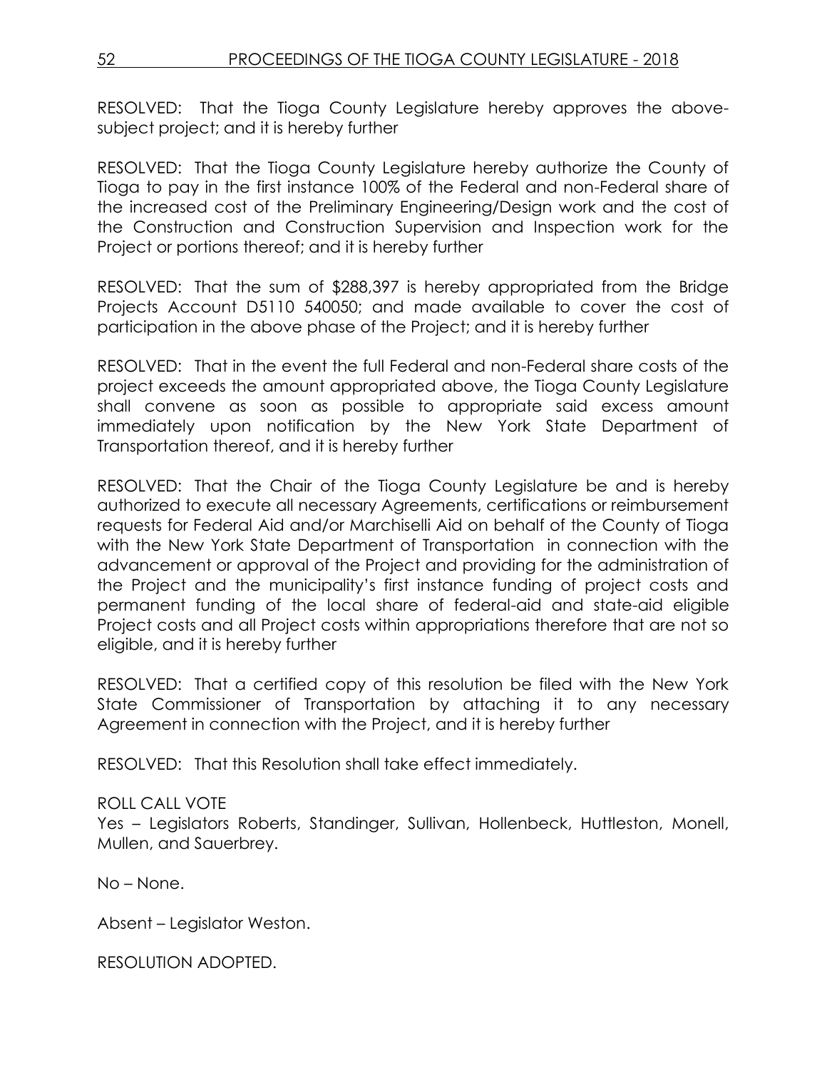RESOLVED: That the Tioga County Legislature hereby approves the above-subject project; and it is hereby further

RESOLVED: That the Tioga County Legislature hereby authorize the County of Tioga to pay in the first instance 100% of the Federal and non-Federal share of the increased cost of the Preliminary Engineering/Design work and the cost of the Construction and Construction Supervision and Inspection work for the Project or portions thereof; and it is hereby further

RESOLVED: That the sum of $288,397 is hereby appropriated from the Bridge Projects Account D5110 540050; and made available to cover the cost of participation in the above phase of the Project; and it is hereby further

RESOLVED: That in the event the full Federal and non-Federal share costs of the project exceeds the amount appropriated above, the Tioga County Legislature shall convene as soon as possible to appropriate said excess amount immediately upon notification by the New York State Department of Transportation thereof, and it is hereby further

RESOLVED: That the Chair of the Tioga County Legislature be and is hereby authorized to execute all necessary Agreements, certifications or reimbursement requests for Federal Aid and/or Marchiselli Aid on behalf of the County of Tioga with the New York State Department of Transportation in connection with the advancement or approval of the Project and providing for the administration of the Project and the municipality's first instance funding of project costs and permanent funding of the local share of federal-aid and state-aid eligible Project costs and all Project costs within appropriations therefore that are not so eligible, and it is hereby further

RESOLVED: That a certified copy of this resolution be filed with the New York State Commissioner of Transportation by attaching it to any necessary Agreement in connection with the Project, and it is hereby further

RESOLVED: That this Resolution shall take effect immediately.

ROLL CALL VOTE
Yes – Legislators Roberts, Standinger, Sullivan, Hollenbeck, Huttleston, Monell, Mullen, and Sauerbrey.

No – None.

Absent – Legislator Weston.

RESOLUTION ADOPTED.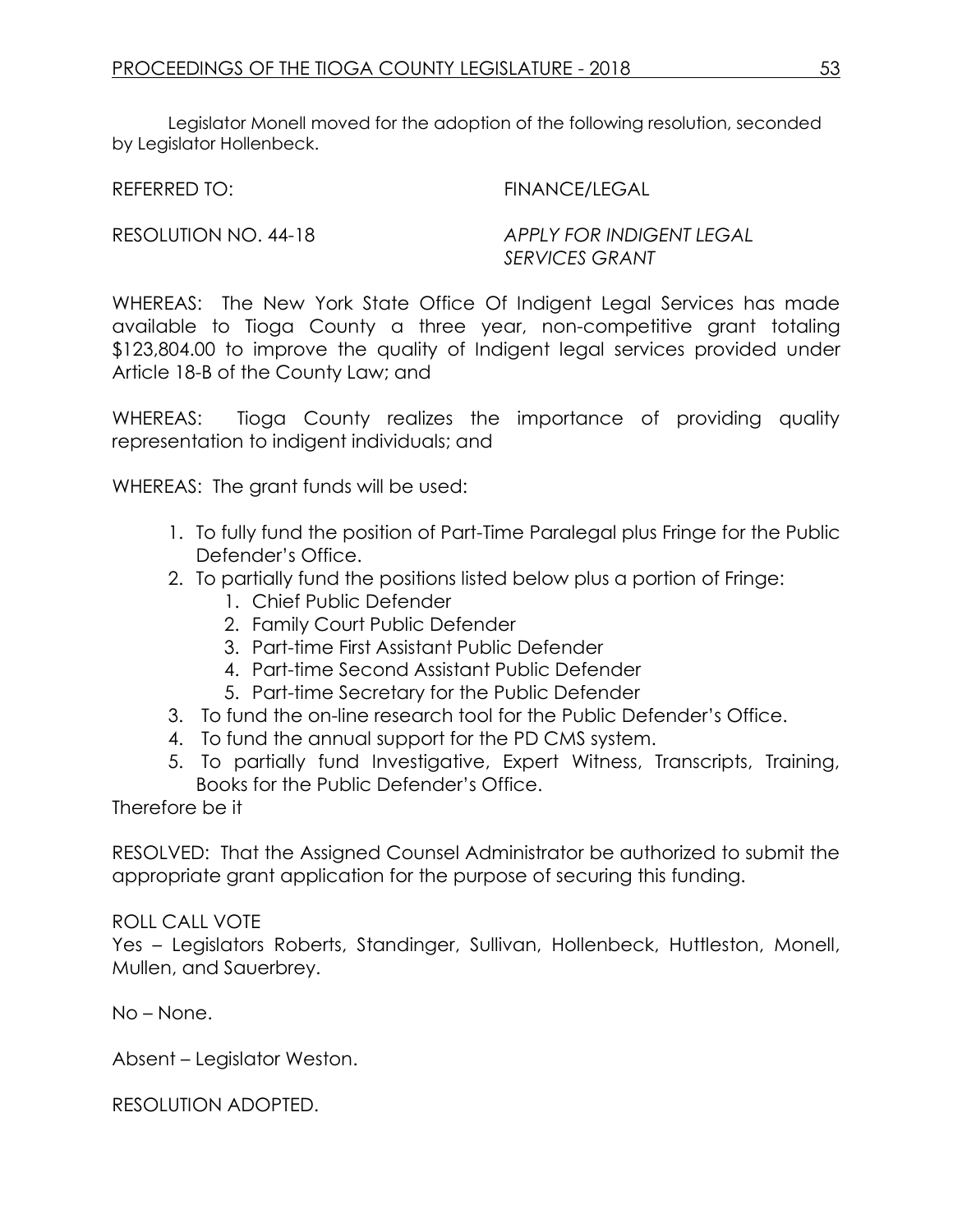Legislator Monell moved for the adoption of the following resolution, seconded by Legislator Hollenbeck.

REFERRED TO: FINANCE/LEGAL

RESOLUTION NO. 44-18 *APPLY FOR INDIGENT LEGAL SERVICES GRANT*

WHEREAS: The New York State Office Of Indigent Legal Services has made available to Tioga County a three year, non-competitive grant totaling $123,804.00 to improve the quality of Indigent legal services provided under Article 18-B of the County Law; and

WHEREAS: Tioga County realizes the importance of providing quality representation to indigent individuals; and

WHEREAS: The grant funds will be used:

1. To fully fund the position of Part-Time Paralegal plus Fringe for the Public Defender's Office.
2. To partially fund the positions listed below plus a portion of Fringe:
   1. Chief Public Defender
   2. Family Court Public Defender
   3. Part-time First Assistant Public Defender
   4. Part-time Second Assistant Public Defender
   5. Part-time Secretary for the Public Defender
3. To fund the on-line research tool for the Public Defender's Office.
4. To fund the annual support for the PD CMS system.
5. To partially fund Investigative, Expert Witness, Transcripts, Training, Books for the Public Defender's Office.

Therefore be it

RESOLVED: That the Assigned Counsel Administrator be authorized to submit the appropriate grant application for the purpose of securing this funding.

ROLL CALL VOTE

Yes – Legislators Roberts, Standinger, Sullivan, Hollenbeck, Huttleston, Monell, Mullen, and Sauerbrey.

No – None.

Absent – Legislator Weston.

RESOLUTION ADOPTED.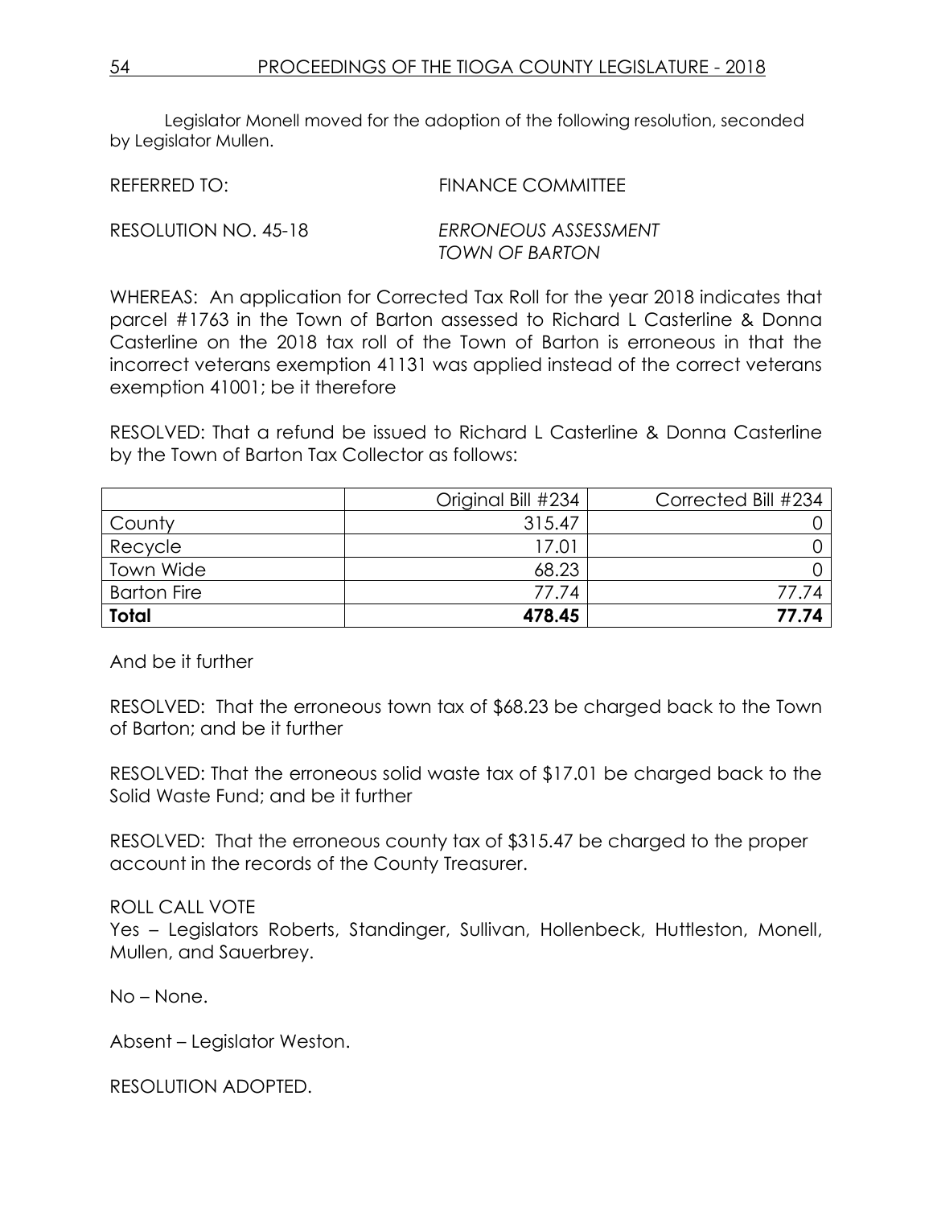Legislator Monell moved for the adoption of the following resolution, seconded by Legislator Mullen.

REFERRED TO: FINANCE COMMITTEE

RESOLUTION NO. 45-18 *ERRONEOUS ASSESSMENT TOWN OF BARTON*

WHEREAS: An application for Corrected Tax Roll for the year 2018 indicates that parcel #1763 in the Town of Barton assessed to Richard L Casterline & Donna Casterline on the 2018 tax roll of the Town of Barton is erroneous in that the incorrect veterans exemption 41131 was applied instead of the correct veterans exemption 41001; be it therefore

RESOLVED: That a refund be issued to Richard L Casterline & Donna Casterline by the Town of Barton Tax Collector as follows:

| | Original Bill #234 | Corrected Bill #234 |
|---|---:|---:|
| County | 315.47 | 0 |
| Recycle | 17.01 | 0 |
| Town Wide | 68.23 | 0 |
| Barton Fire | 77.74 | 77.74 |
| **Total** | **478.45** | **77.74** |

And be it further

RESOLVED: That the erroneous town tax of $68.23 be charged back to the Town of Barton; and be it further

RESOLVED: That the erroneous solid waste tax of $17.01 be charged back to the Solid Waste Fund; and be it further

RESOLVED: That the erroneous county tax of $315.47 be charged to the proper account in the records of the County Treasurer.

ROLL CALL VOTE
Yes – Legislators Roberts, Standinger, Sullivan, Hollenbeck, Huttleston, Monell, Mullen, and Sauerbrey.

No – None.

Absent – Legislator Weston.

RESOLUTION ADOPTED.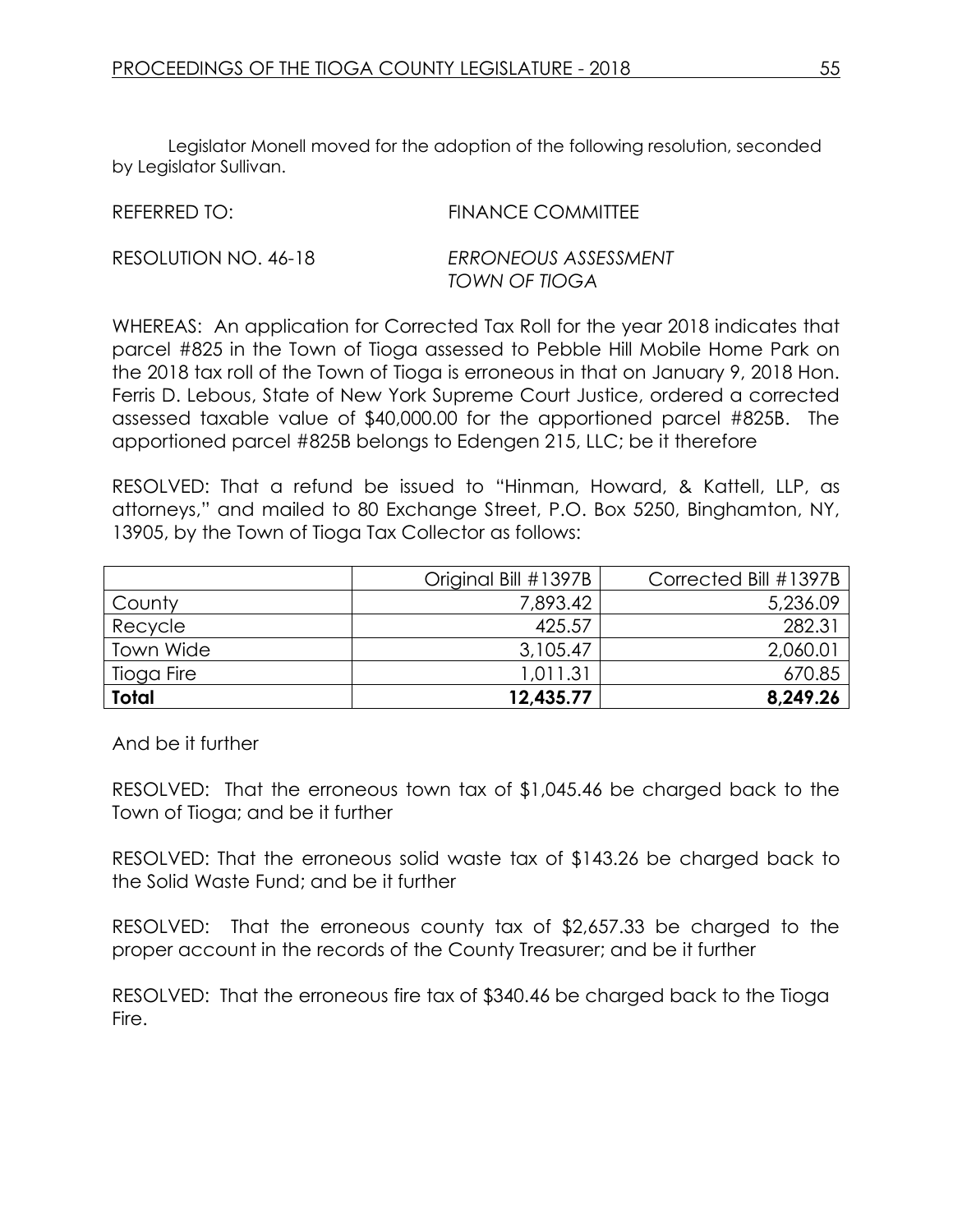Legislator Monell moved for the adoption of the following resolution, seconded by Legislator Sullivan.

REFERRED TO: FINANCE COMMITTEE

RESOLUTION NO. 46-18 *ERRONEOUS ASSESSMENT TOWN OF TIOGA*

WHEREAS: An application for Corrected Tax Roll for the year 2018 indicates that parcel #825 in the Town of Tioga assessed to Pebble Hill Mobile Home Park on the 2018 tax roll of the Town of Tioga is erroneous in that on January 9, 2018 Hon. Ferris D. Lebous, State of New York Supreme Court Justice, ordered a corrected assessed taxable value of $40,000.00 for the apportioned parcel #825B. The apportioned parcel #825B belongs to Edengen 215, LLC; be it therefore

RESOLVED: That a refund be issued to "Hinman, Howard, & Kattell, LLP, as attorneys," and mailed to 80 Exchange Street, P.O. Box 5250, Binghamton, NY, 13905, by the Town of Tioga Tax Collector as follows:

| | Original Bill #1397B | Corrected Bill #1397B |
|---|---:|---:|
| County | 7,893.42 | 5,236.09 |
| Recycle | 425.57 | 282.31 |
| Town Wide | 3,105.47 | 2,060.01 |
| Tioga Fire | 1,011.31 | 670.85 |
| **Total** | **12,435.77** | **8,249.26** |

And be it further

RESOLVED: That the erroneous town tax of $1,045.46 be charged back to the Town of Tioga; and be it further

RESOLVED: That the erroneous solid waste tax of $143.26 be charged back to the Solid Waste Fund; and be it further

RESOLVED: That the erroneous county tax of $2,657.33 be charged to the proper account in the records of the County Treasurer; and be it further

RESOLVED: That the erroneous fire tax of $340.46 be charged back to the Tioga Fire.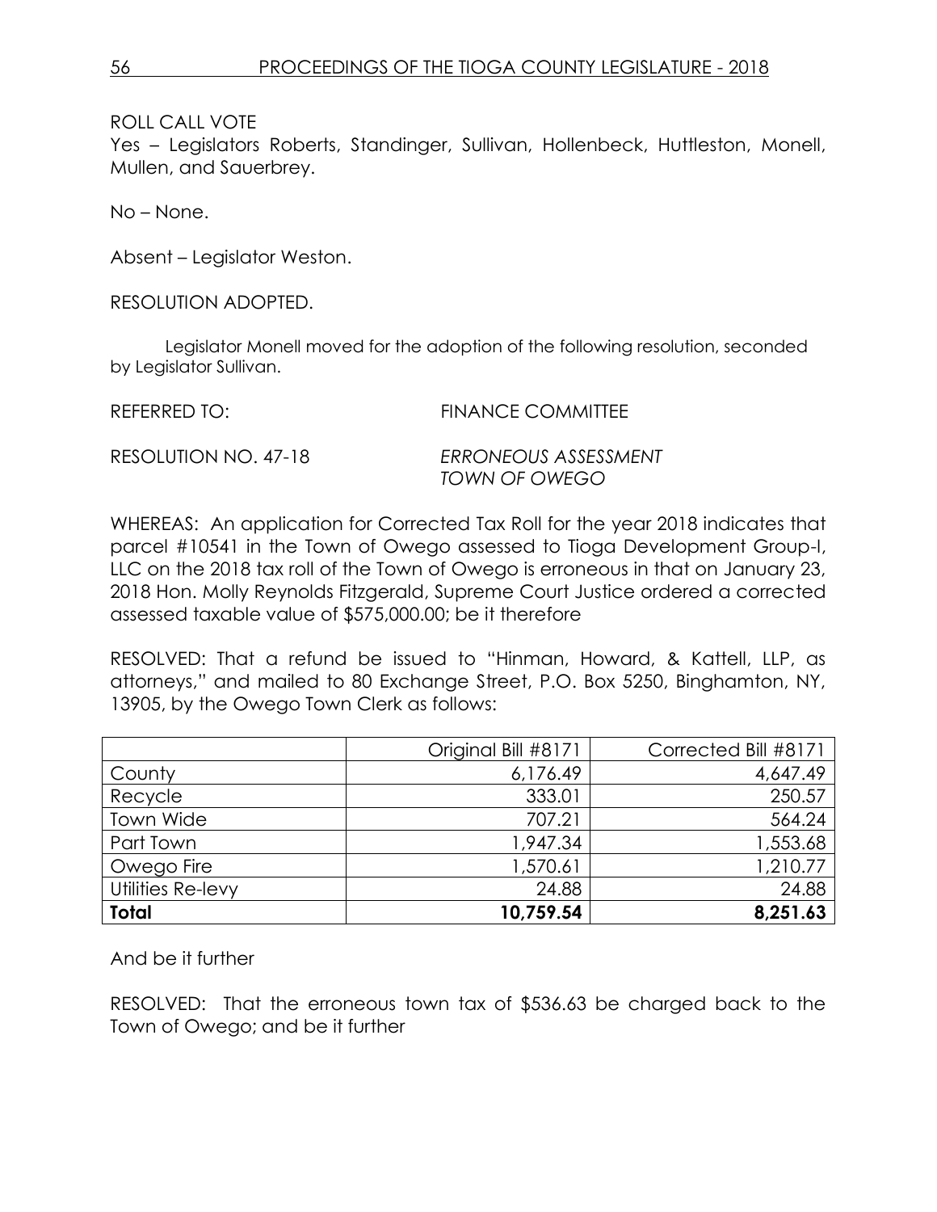ROLL CALL VOTE
Yes – Legislators Roberts, Standinger, Sullivan, Hollenbeck, Huttleston, Monell, Mullen, and Sauerbrey.

No – None.

Absent – Legislator Weston.

RESOLUTION ADOPTED.

Legislator Monell moved for the adoption of the following resolution, seconded by Legislator Sullivan.

REFERRED TO: FINANCE COMMITTEE

RESOLUTION NO. 47-18 *ERRONEOUS ASSESSMENT TOWN OF OWEGO*

WHEREAS: An application for Corrected Tax Roll for the year 2018 indicates that parcel #10541 in the Town of Owego assessed to Tioga Development Group-I, LLC on the 2018 tax roll of the Town of Owego is erroneous in that on January 23, 2018 Hon. Molly Reynolds Fitzgerald, Supreme Court Justice ordered a corrected assessed taxable value of $575,000.00; be it therefore

RESOLVED: That a refund be issued to "Hinman, Howard, & Kattell, LLP, as attorneys," and mailed to 80 Exchange Street, P.O. Box 5250, Binghamton, NY, 13905, by the Owego Town Clerk as follows:

| | Original Bill #8171 | Corrected Bill #8171 |
|---|---:|---:|
| County | 6,176.49 | 4,647.49 |
| Recycle | 333.01 | 250.57 |
| Town Wide | 707.21 | 564.24 |
| Part Town | 1,947.34 | 1,553.68 |
| Owego Fire | 1,570.61 | 1,210.77 |
| Utilities Re-levy | 24.88 | 24.88 |
| **Total** | **10,759.54** | **8,251.63** |

And be it further

RESOLVED: That the erroneous town tax of $536.63 be charged back to the Town of Owego; and be it further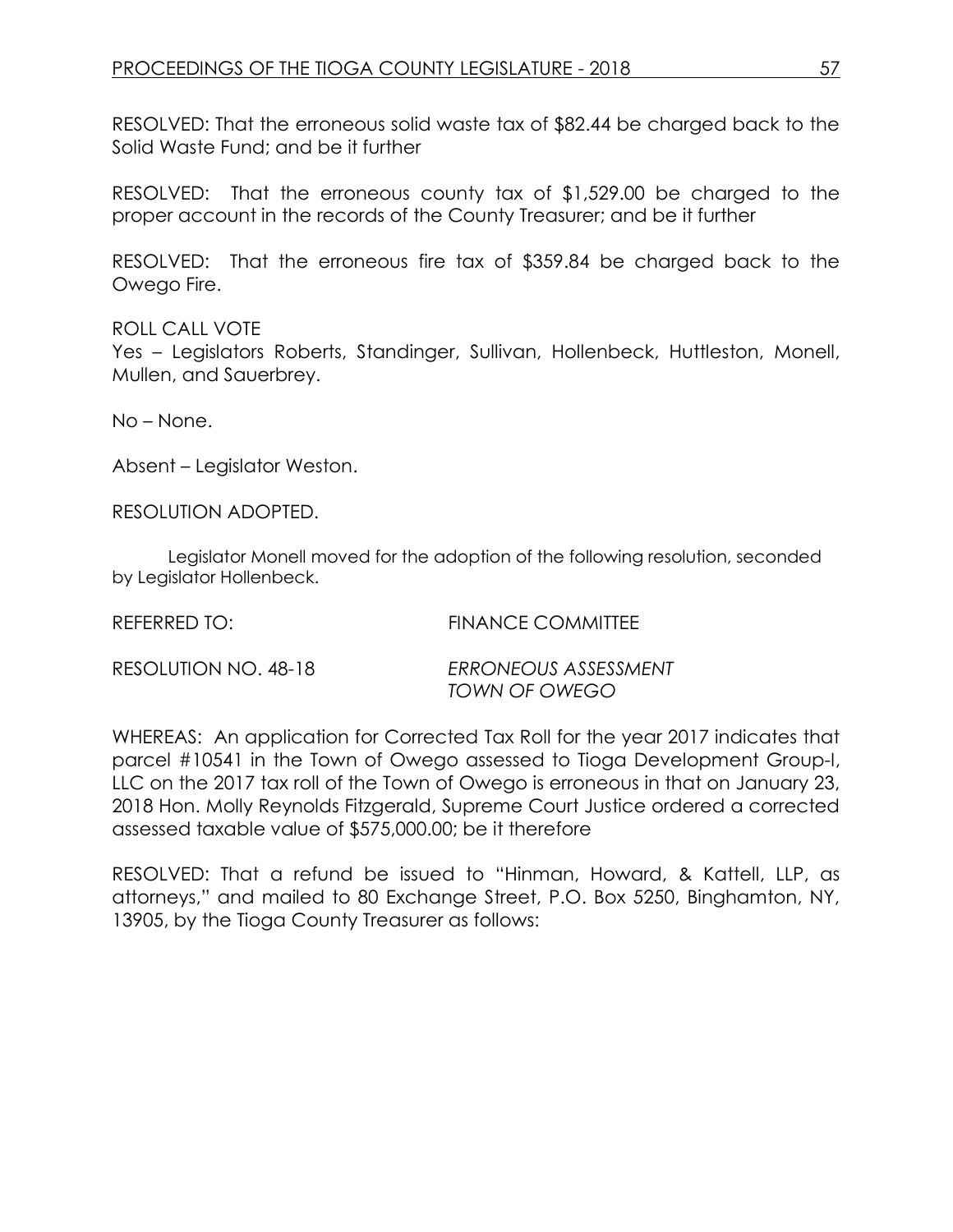RESOLVED: That the erroneous solid waste tax of $82.44 be charged back to the Solid Waste Fund; and be it further

RESOLVED: That the erroneous county tax of $1,529.00 be charged to the proper account in the records of the County Treasurer; and be it further

RESOLVED: That the erroneous fire tax of $359.84 be charged back to the Owego Fire.

ROLL CALL VOTE
Yes – Legislators Roberts, Standinger, Sullivan, Hollenbeck, Huttleston, Monell, Mullen, and Sauerbrey.

No – None.

Absent – Legislator Weston.

RESOLUTION ADOPTED.

Legislator Monell moved for the adoption of the following resolution, seconded by Legislator Hollenbeck.

REFERRED TO: FINANCE COMMITTEE

RESOLUTION NO. 48-18 *ERRONEOUS ASSESSMENT TOWN OF OWEGO*

WHEREAS: An application for Corrected Tax Roll for the year 2017 indicates that parcel #10541 in the Town of Owego assessed to Tioga Development Group-I, LLC on the 2017 tax roll of the Town of Owego is erroneous in that on January 23, 2018 Hon. Molly Reynolds Fitzgerald, Supreme Court Justice ordered a corrected assessed taxable value of $575,000.00; be it therefore

RESOLVED: That a refund be issued to "Hinman, Howard, & Kattell, LLP, as attorneys," and mailed to 80 Exchange Street, P.O. Box 5250, Binghamton, NY, 13905, by the Tioga County Treasurer as follows: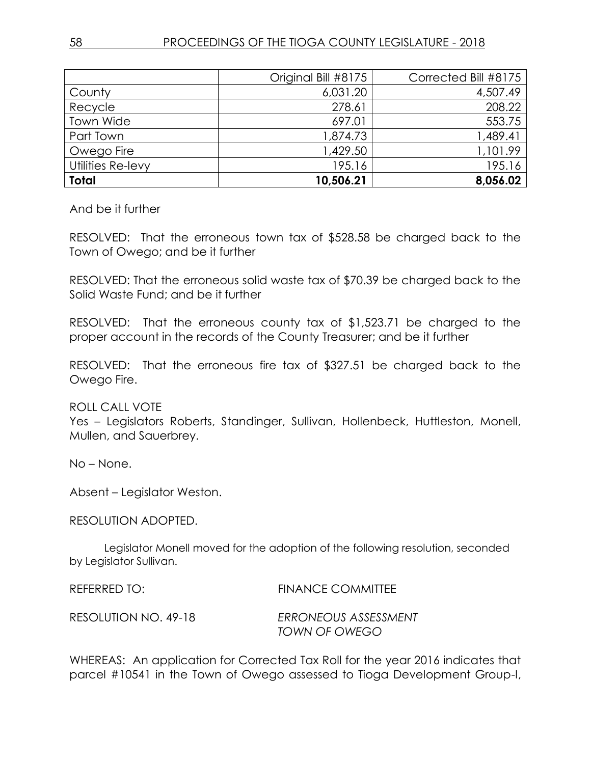| | Original Bill #8175 | Corrected Bill #8175 |
|---|---|---|
| County | 6,031.20 | 4,507.49 |
| Recycle | 278.61 | 208.22 |
| Town Wide | 697.01 | 553.75 |
| Part Town | 1,874.73 | 1,489.41 |
| Owego Fire | 1,429.50 | 1,101.99 |
| Utilities Re-levy | 195.16 | 195.16 |
| **Total** | **10,506.21** | **8,056.02** |

And be it further

RESOLVED: That the erroneous town tax of $528.58 be charged back to the Town of Owego; and be it further

RESOLVED: That the erroneous solid waste tax of $70.39 be charged back to the Solid Waste Fund; and be it further

RESOLVED: That the erroneous county tax of $1,523.71 be charged to the proper account in the records of the County Treasurer; and be it further

RESOLVED: That the erroneous fire tax of $327.51 be charged back to the Owego Fire.

ROLL CALL VOTE
Yes – Legislators Roberts, Standinger, Sullivan, Hollenbeck, Huttleston, Monell, Mullen, and Sauerbrey.

No – None.

Absent – Legislator Weston.

RESOLUTION ADOPTED.

Legislator Monell moved for the adoption of the following resolution, seconded by Legislator Sullivan.

REFERRED TO: FINANCE COMMITTEE

RESOLUTION NO. 49-18 *ERRONEOUS ASSESSMENT TOWN OF OWEGO*

WHEREAS: An application for Corrected Tax Roll for the year 2016 indicates that parcel #10541 in the Town of Owego assessed to Tioga Development Group-I,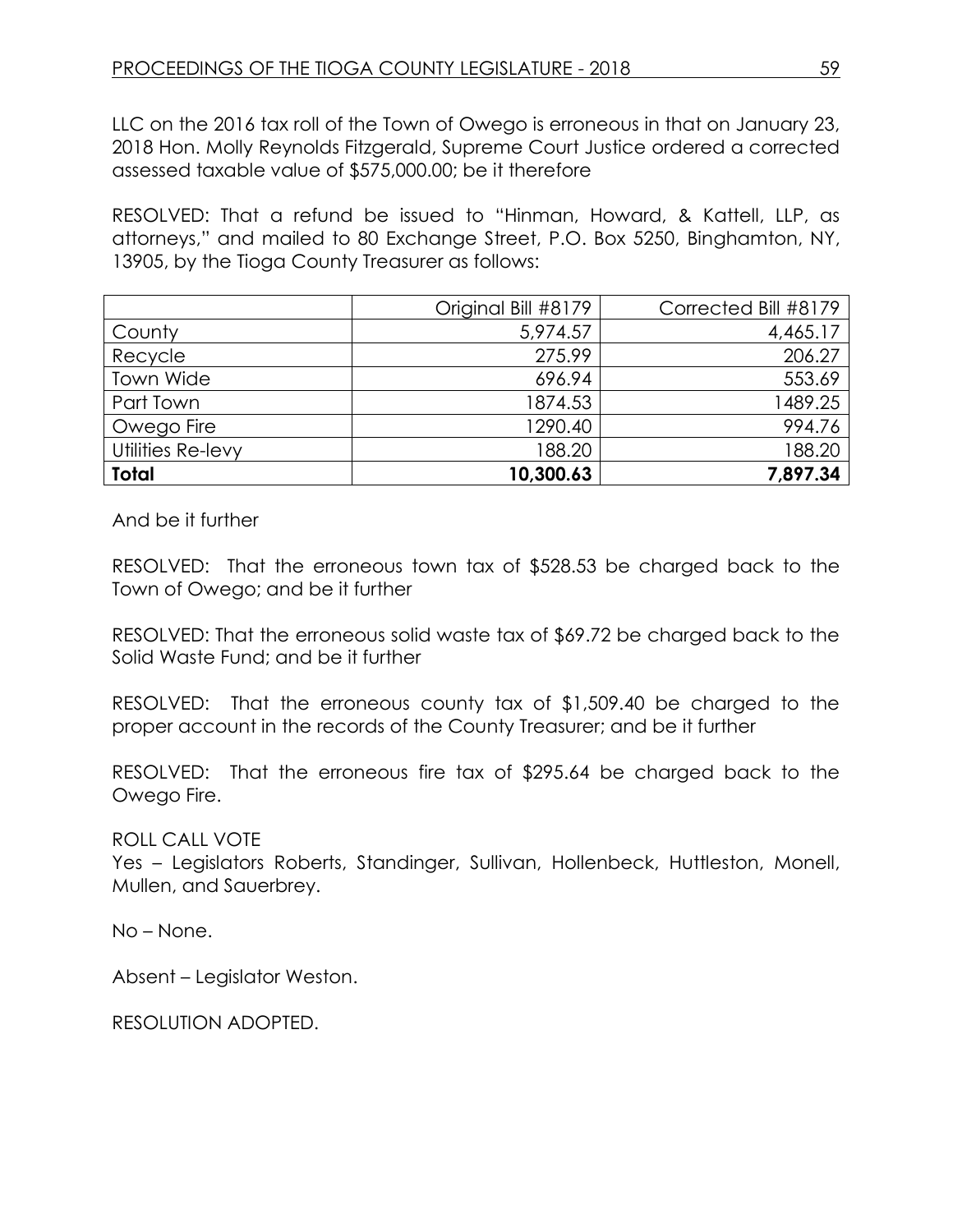LLC on the 2016 tax roll of the Town of Owego is erroneous in that on January 23, 2018 Hon. Molly Reynolds Fitzgerald, Supreme Court Justice ordered a corrected assessed taxable value of $575,000.00; be it therefore

RESOLVED: That a refund be issued to "Hinman, Howard, & Kattell, LLP, as attorneys," and mailed to 80 Exchange Street, P.O. Box 5250, Binghamton, NY, 13905, by the Tioga County Treasurer as follows:

| | Original Bill #8179 | Corrected Bill #8179 |
|---|---|---|
| County | 5,974.57 | 4,465.17 |
| Recycle | 275.99 | 206.27 |
| Town Wide | 696.94 | 553.69 |
| Part Town | 1874.53 | 1489.25 |
| Owego Fire | 1290.40 | 994.76 |
| Utilities Re-levy | 188.20 | 188.20 |
| **Total** | **10,300.63** | **7,897.34** |

And be it further

RESOLVED: That the erroneous town tax of $528.53 be charged back to the Town of Owego; and be it further

RESOLVED: That the erroneous solid waste tax of $69.72 be charged back to the Solid Waste Fund; and be it further

RESOLVED: That the erroneous county tax of $1,509.40 be charged to the proper account in the records of the County Treasurer; and be it further

RESOLVED: That the erroneous fire tax of $295.64 be charged back to the Owego Fire.

ROLL CALL VOTE
Yes – Legislators Roberts, Standinger, Sullivan, Hollenbeck, Huttleston, Monell, Mullen, and Sauerbrey.

No – None.

Absent – Legislator Weston.

RESOLUTION ADOPTED.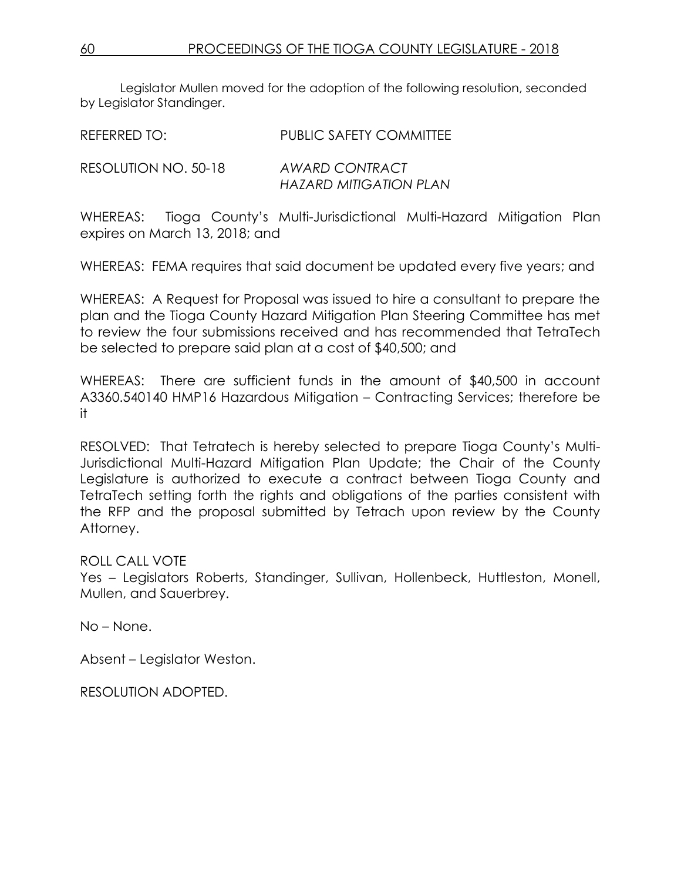Legislator Mullen moved for the adoption of the following resolution, seconded by Legislator Standinger.

REFERRED TO: PUBLIC SAFETY COMMITTEE

RESOLUTION NO. 50-18 *AWARD CONTRACT*
*HAZARD MITIGATION PLAN*

WHEREAS: Tioga County's Multi-Jurisdictional Multi-Hazard Mitigation Plan expires on March 13, 2018; and

WHEREAS: FEMA requires that said document be updated every five years; and

WHEREAS: A Request for Proposal was issued to hire a consultant to prepare the plan and the Tioga County Hazard Mitigation Plan Steering Committee has met to review the four submissions received and has recommended that TetraTech be selected to prepare said plan at a cost of $40,500; and

WHEREAS: There are sufficient funds in the amount of $40,500 in account A3360.540140 HMP16 Hazardous Mitigation – Contracting Services; therefore be it

RESOLVED: That Tetratech is hereby selected to prepare Tioga County's Multi-Jurisdictional Multi-Hazard Mitigation Plan Update; the Chair of the County Legislature is authorized to execute a contract between Tioga County and TetraTech setting forth the rights and obligations of the parties consistent with the RFP and the proposal submitted by Tetrach upon review by the County Attorney.

ROLL CALL VOTE
Yes – Legislators Roberts, Standinger, Sullivan, Hollenbeck, Huttleston, Monell, Mullen, and Sauerbrey.

No – None.

Absent – Legislator Weston.

RESOLUTION ADOPTED.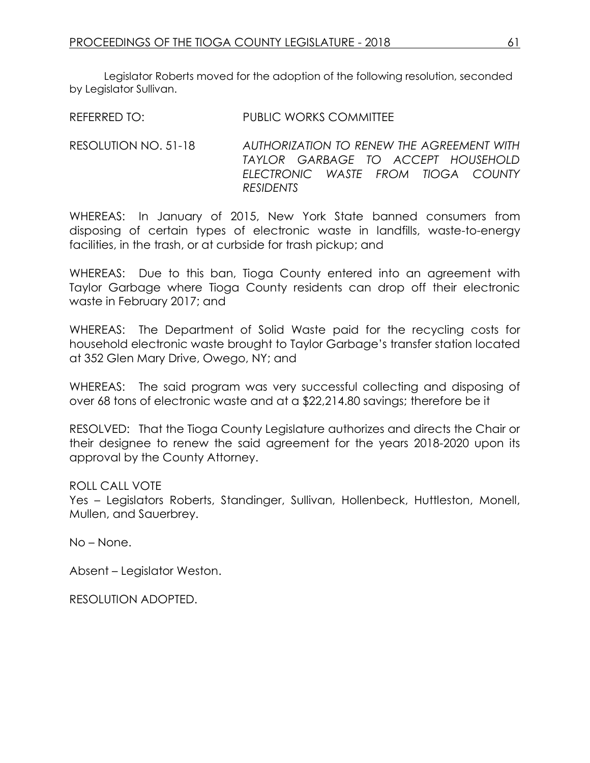Legislator Roberts moved for the adoption of the following resolution, seconded by Legislator Sullivan.

REFERRED TO: PUBLIC WORKS COMMITTEE

RESOLUTION NO. 51-18 *AUTHORIZATION TO RENEW THE AGREEMENT WITH TAYLOR GARBAGE TO ACCEPT HOUSEHOLD ELECTRONIC WASTE FROM TIOGA COUNTY RESIDENTS*

WHEREAS: In January of 2015, New York State banned consumers from disposing of certain types of electronic waste in landfills, waste-to-energy facilities, in the trash, or at curbside for trash pickup; and

WHEREAS: Due to this ban, Tioga County entered into an agreement with Taylor Garbage where Tioga County residents can drop off their electronic waste in February 2017; and

WHEREAS: The Department of Solid Waste paid for the recycling costs for household electronic waste brought to Taylor Garbage's transfer station located at 352 Glen Mary Drive, Owego, NY; and

WHEREAS: The said program was very successful collecting and disposing of over 68 tons of electronic waste and at a $22,214.80 savings; therefore be it

RESOLVED: That the Tioga County Legislature authorizes and directs the Chair or their designee to renew the said agreement for the years 2018-2020 upon its approval by the County Attorney.

ROLL CALL VOTE
Yes – Legislators Roberts, Standinger, Sullivan, Hollenbeck, Huttleston, Monell, Mullen, and Sauerbrey.

No – None.

Absent – Legislator Weston.

RESOLUTION ADOPTED.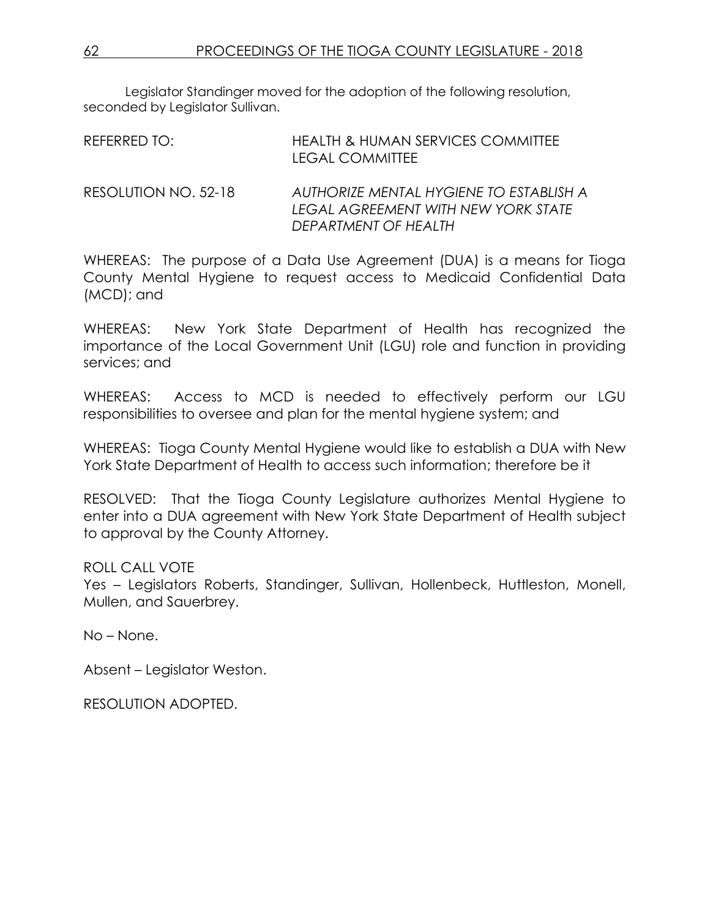Legislator Standinger moved for the adoption of the following resolution, seconded by Legislator Sullivan.

REFERRED TO: HEALTH & HUMAN SERVICES COMMITTEE
LEGAL COMMITTEE

RESOLUTION NO. 52-18 *AUTHORIZE MENTAL HYGIENE TO ESTABLISH A LEGAL AGREEMENT WITH NEW YORK STATE DEPARTMENT OF HEALTH*

WHEREAS: The purpose of a Data Use Agreement (DUA) is a means for Tioga County Mental Hygiene to request access to Medicaid Confidential Data (MCD); and

WHEREAS: New York State Department of Health has recognized the importance of the Local Government Unit (LGU) role and function in providing services; and

WHEREAS: Access to MCD is needed to effectively perform our LGU responsibilities to oversee and plan for the mental hygiene system; and

WHEREAS: Tioga County Mental Hygiene would like to establish a DUA with New York State Department of Health to access such information; therefore be it

RESOLVED: That the Tioga County Legislature authorizes Mental Hygiene to enter into a DUA agreement with New York State Department of Health subject to approval by the County Attorney.

ROLL CALL VOTE
Yes – Legislators Roberts, Standinger, Sullivan, Hollenbeck, Huttleston, Monell, Mullen, and Sauerbrey.

No – None.

Absent – Legislator Weston.

RESOLUTION ADOPTED.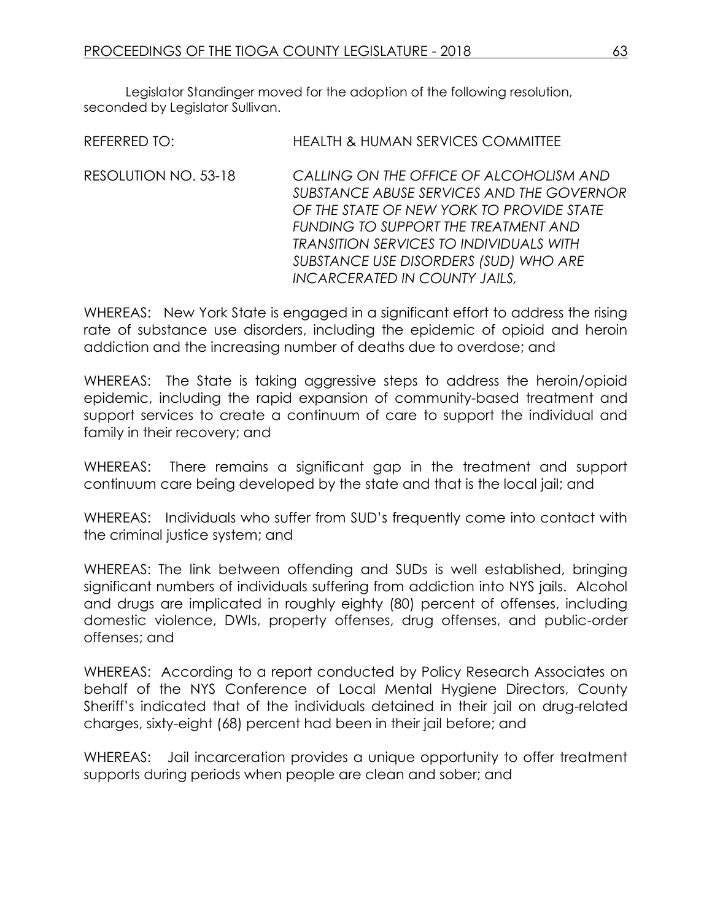Legislator Standinger moved for the adoption of the following resolution, seconded by Legislator Sullivan.

REFERRED TO: HEALTH & HUMAN SERVICES COMMITTEE

RESOLUTION NO. 53-18 *CALLING ON THE OFFICE OF ALCOHOLISM AND SUBSTANCE ABUSE SERVICES AND THE GOVERNOR OF THE STATE OF NEW YORK TO PROVIDE STATE FUNDING TO SUPPORT THE TREATMENT AND TRANSITION SERVICES TO INDIVIDUALS WITH SUBSTANCE USE DISORDERS (SUD) WHO ARE INCARCERATED IN COUNTY JAILS,*

WHEREAS: New York State is engaged in a significant effort to address the rising rate of substance use disorders, including the epidemic of opioid and heroin addiction and the increasing number of deaths due to overdose; and

WHEREAS: The State is taking aggressive steps to address the heroin/opioid epidemic, including the rapid expansion of community-based treatment and support services to create a continuum of care to support the individual and family in their recovery; and

WHEREAS: There remains a significant gap in the treatment and support continuum care being developed by the state and that is the local jail; and

WHEREAS: Individuals who suffer from SUD's frequently come into contact with the criminal justice system; and

WHEREAS: The link between offending and SUDs is well established, bringing significant numbers of individuals suffering from addiction into NYS jails. Alcohol and drugs are implicated in roughly eighty (80) percent of offenses, including domestic violence, DWIs, property offenses, drug offenses, and public-order offenses; and

WHEREAS: According to a report conducted by Policy Research Associates on behalf of the NYS Conference of Local Mental Hygiene Directors, County Sheriff's indicated that of the individuals detained in their jail on drug-related charges, sixty-eight (68) percent had been in their jail before; and

WHEREAS: Jail incarceration provides a unique opportunity to offer treatment supports during periods when people are clean and sober; and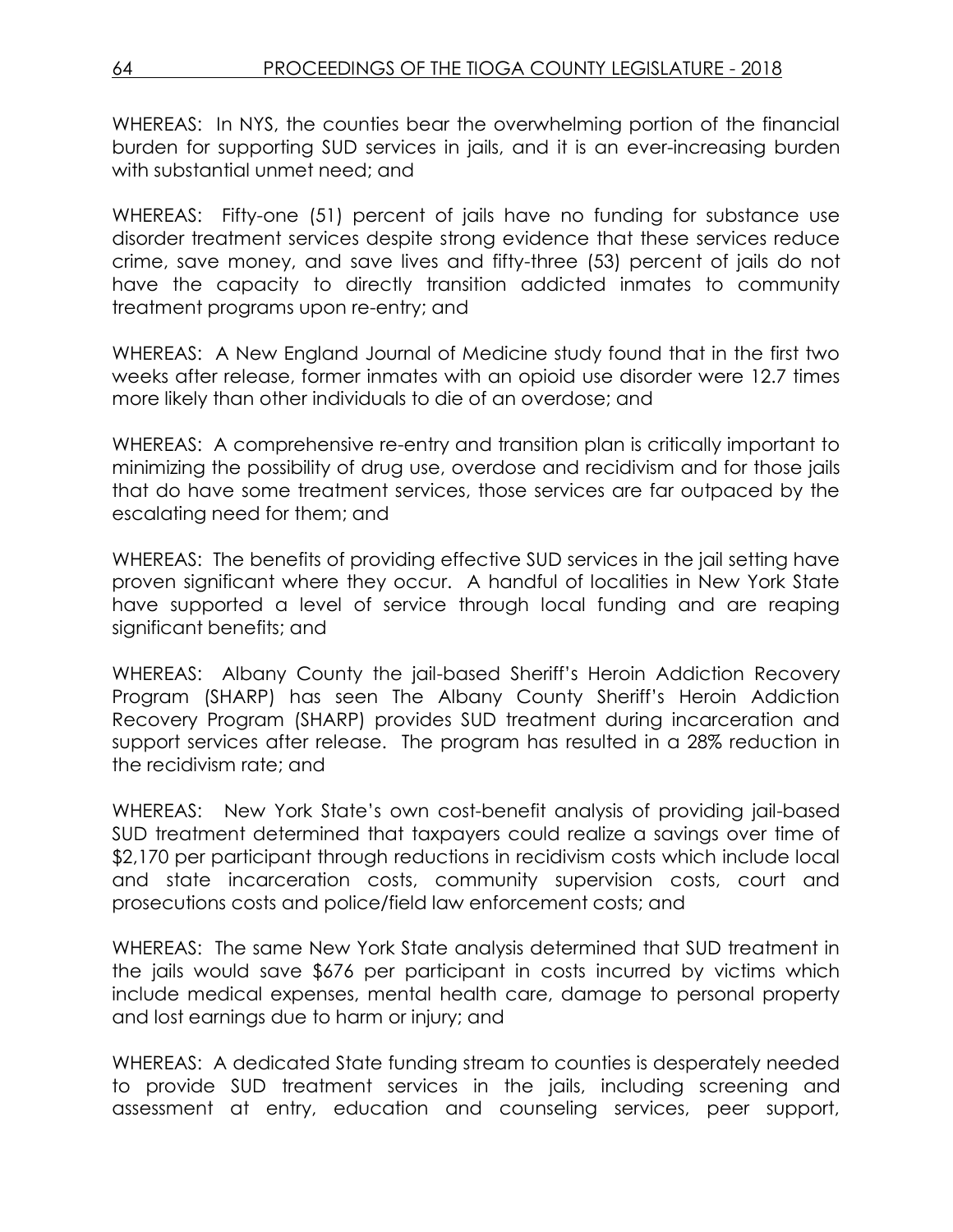WHEREAS: In NYS, the counties bear the overwhelming portion of the financial burden for supporting SUD services in jails, and it is an ever-increasing burden with substantial unmet need; and

WHEREAS: Fifty-one (51) percent of jails have no funding for substance use disorder treatment services despite strong evidence that these services reduce crime, save money, and save lives and fifty-three (53) percent of jails do not have the capacity to directly transition addicted inmates to community treatment programs upon re-entry; and

WHEREAS: A New England Journal of Medicine study found that in the first two weeks after release, former inmates with an opioid use disorder were 12.7 times more likely than other individuals to die of an overdose; and

WHEREAS: A comprehensive re-entry and transition plan is critically important to minimizing the possibility of drug use, overdose and recidivism and for those jails that do have some treatment services, those services are far outpaced by the escalating need for them; and

WHEREAS: The benefits of providing effective SUD services in the jail setting have proven significant where they occur. A handful of localities in New York State have supported a level of service through local funding and are reaping significant benefits; and

WHEREAS: Albany County the jail-based Sheriff's Heroin Addiction Recovery Program (SHARP) has seen The Albany County Sheriff's Heroin Addiction Recovery Program (SHARP) provides SUD treatment during incarceration and support services after release. The program has resulted in a 28% reduction in the recidivism rate; and

WHEREAS: New York State's own cost-benefit analysis of providing jail-based SUD treatment determined that taxpayers could realize a savings over time of $2,170 per participant through reductions in recidivism costs which include local and state incarceration costs, community supervision costs, court and prosecutions costs and police/field law enforcement costs; and

WHEREAS: The same New York State analysis determined that SUD treatment in the jails would save $676 per participant in costs incurred by victims which include medical expenses, mental health care, damage to personal property and lost earnings due to harm or injury; and

WHEREAS: A dedicated State funding stream to counties is desperately needed to provide SUD treatment services in the jails, including screening and assessment at entry, education and counseling services, peer support,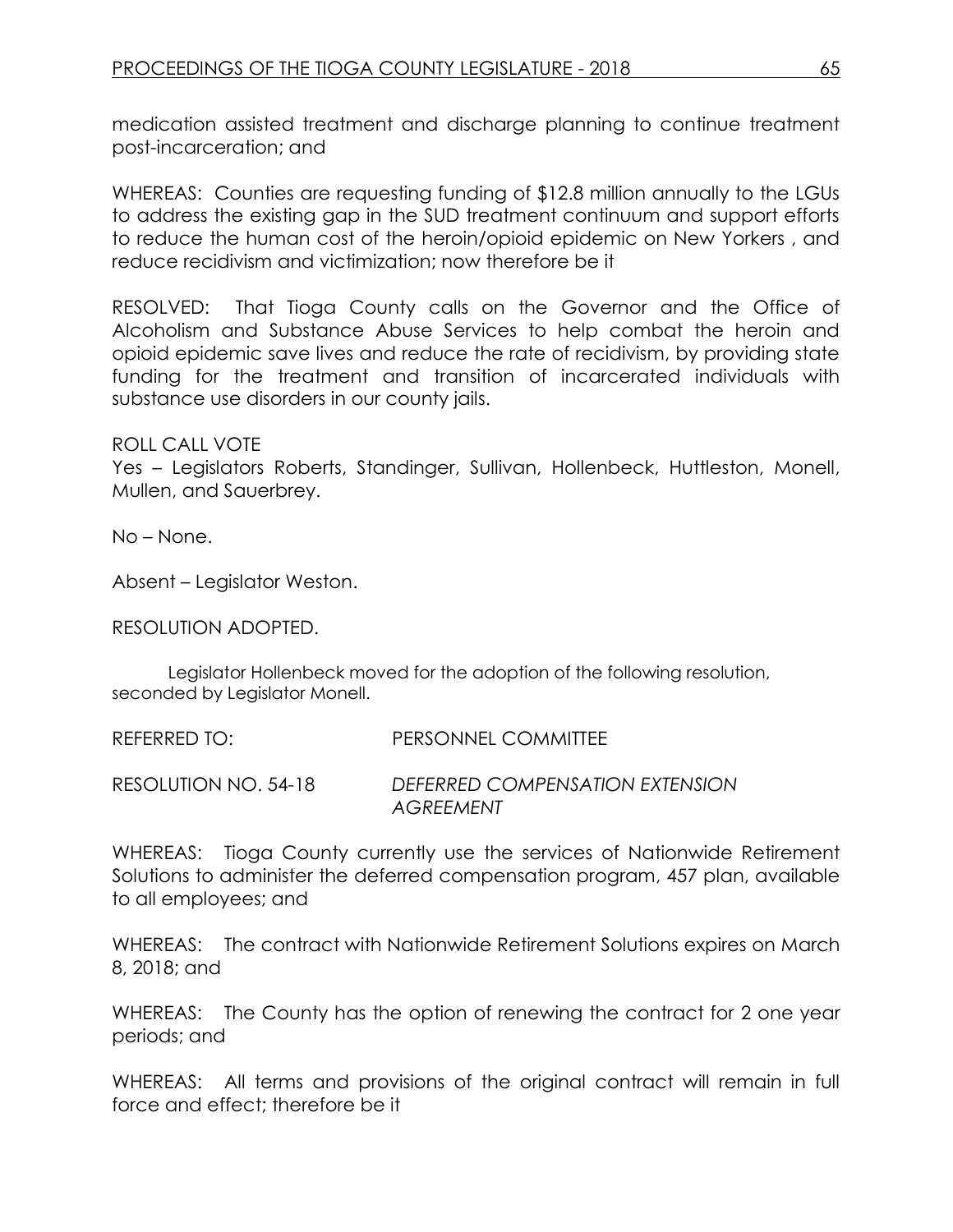medication assisted treatment and discharge planning to continue treatment post-incarceration; and

WHEREAS: Counties are requesting funding of $12.8 million annually to the LGUs to address the existing gap in the SUD treatment continuum and support efforts to reduce the human cost of the heroin/opioid epidemic on New Yorkers , and reduce recidivism and victimization; now therefore be it

RESOLVED: That Tioga County calls on the Governor and the Office of Alcoholism and Substance Abuse Services to help combat the heroin and opioid epidemic save lives and reduce the rate of recidivism, by providing state funding for the treatment and transition of incarcerated individuals with substance use disorders in our county jails.

ROLL CALL VOTE
Yes – Legislators Roberts, Standinger, Sullivan, Hollenbeck, Huttleston, Monell, Mullen, and Sauerbrey.

No – None.

Absent – Legislator Weston.

RESOLUTION ADOPTED.

Legislator Hollenbeck moved for the adoption of the following resolution, seconded by Legislator Monell.

REFERRED TO: PERSONNEL COMMITTEE

RESOLUTION NO. 54-18 *DEFERRED COMPENSATION EXTENSION AGREEMENT*

WHEREAS: Tioga County currently use the services of Nationwide Retirement Solutions to administer the deferred compensation program, 457 plan, available to all employees; and

WHEREAS: The contract with Nationwide Retirement Solutions expires on March 8, 2018; and

WHEREAS: The County has the option of renewing the contract for 2 one year periods; and

WHEREAS: All terms and provisions of the original contract will remain in full force and effect; therefore be it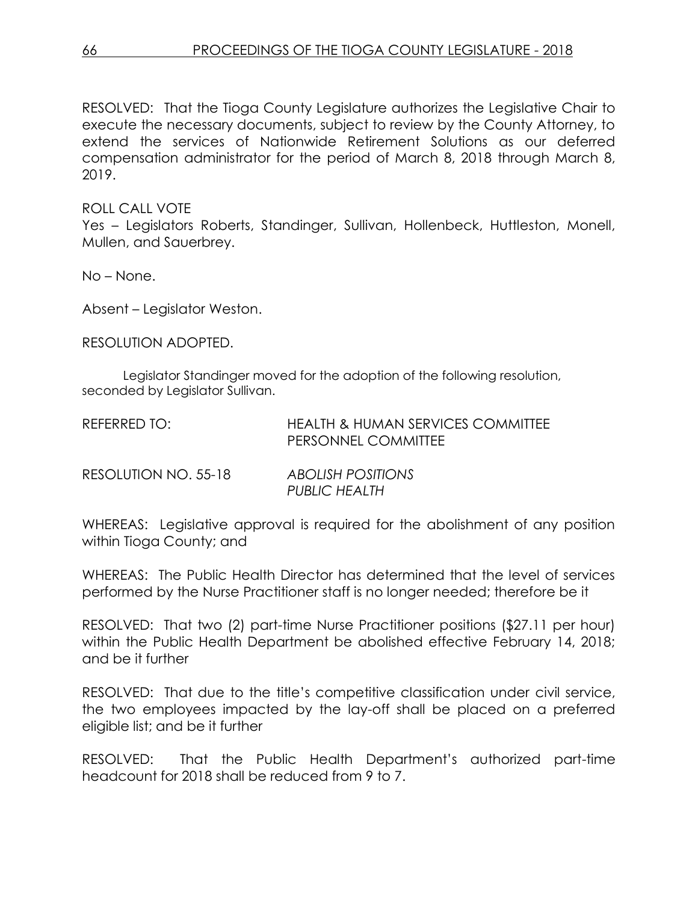RESOLVED: That the Tioga County Legislature authorizes the Legislative Chair to execute the necessary documents, subject to review by the County Attorney, to extend the services of Nationwide Retirement Solutions as our deferred compensation administrator for the period of March 8, 2018 through March 8, 2019.

ROLL CALL VOTE
Yes – Legislators Roberts, Standinger, Sullivan, Hollenbeck, Huttleston, Monell, Mullen, and Sauerbrey.

No – None.

Absent – Legislator Weston.

RESOLUTION ADOPTED.

Legislator Standinger moved for the adoption of the following resolution, seconded by Legislator Sullivan.

REFERRED TO: HEALTH & HUMAN SERVICES COMMITTEE
PERSONNEL COMMITTEE

RESOLUTION NO. 55-18 *ABOLISH POSITIONS*
*PUBLIC HEALTH*

WHEREAS: Legislative approval is required for the abolishment of any position within Tioga County; and

WHEREAS: The Public Health Director has determined that the level of services performed by the Nurse Practitioner staff is no longer needed; therefore be it

RESOLVED: That two (2) part-time Nurse Practitioner positions ($27.11 per hour) within the Public Health Department be abolished effective February 14, 2018; and be it further

RESOLVED: That due to the title's competitive classification under civil service, the two employees impacted by the lay-off shall be placed on a preferred eligible list; and be it further

RESOLVED: That the Public Health Department's authorized part-time headcount for 2018 shall be reduced from 9 to 7.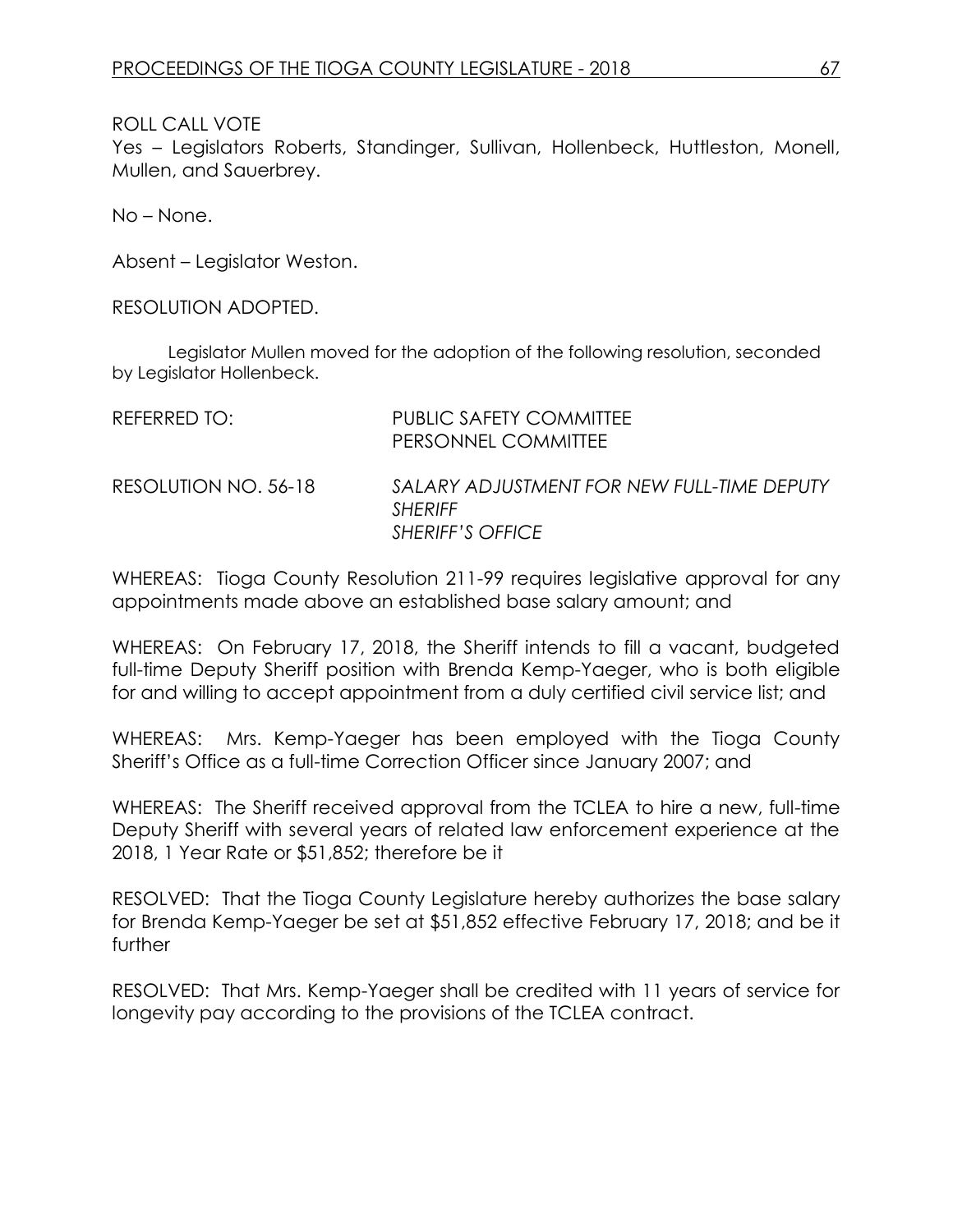ROLL CALL VOTE
Yes – Legislators Roberts, Standinger, Sullivan, Hollenbeck, Huttleston, Monell, Mullen, and Sauerbrey.

No – None.

Absent – Legislator Weston.

RESOLUTION ADOPTED.

Legislator Mullen moved for the adoption of the following resolution, seconded by Legislator Hollenbeck.

REFERRED TO: PUBLIC SAFETY COMMITTEE
PERSONNEL COMMITTEE

RESOLUTION NO. 56-18 *SALARY ADJUSTMENT FOR NEW FULL-TIME DEPUTY SHERIFF*
*SHERIFF'S OFFICE*

WHEREAS: Tioga County Resolution 211-99 requires legislative approval for any appointments made above an established base salary amount; and

WHEREAS: On February 17, 2018, the Sheriff intends to fill a vacant, budgeted full-time Deputy Sheriff position with Brenda Kemp-Yaeger, who is both eligible for and willing to accept appointment from a duly certified civil service list; and

WHEREAS: Mrs. Kemp-Yaeger has been employed with the Tioga County Sheriff's Office as a full-time Correction Officer since January 2007; and

WHEREAS: The Sheriff received approval from the TCLEA to hire a new, full-time Deputy Sheriff with several years of related law enforcement experience at the 2018, 1 Year Rate or $51,852; therefore be it

RESOLVED: That the Tioga County Legislature hereby authorizes the base salary for Brenda Kemp-Yaeger be set at $51,852 effective February 17, 2018; and be it further

RESOLVED: That Mrs. Kemp-Yaeger shall be credited with 11 years of service for longevity pay according to the provisions of the TCLEA contract.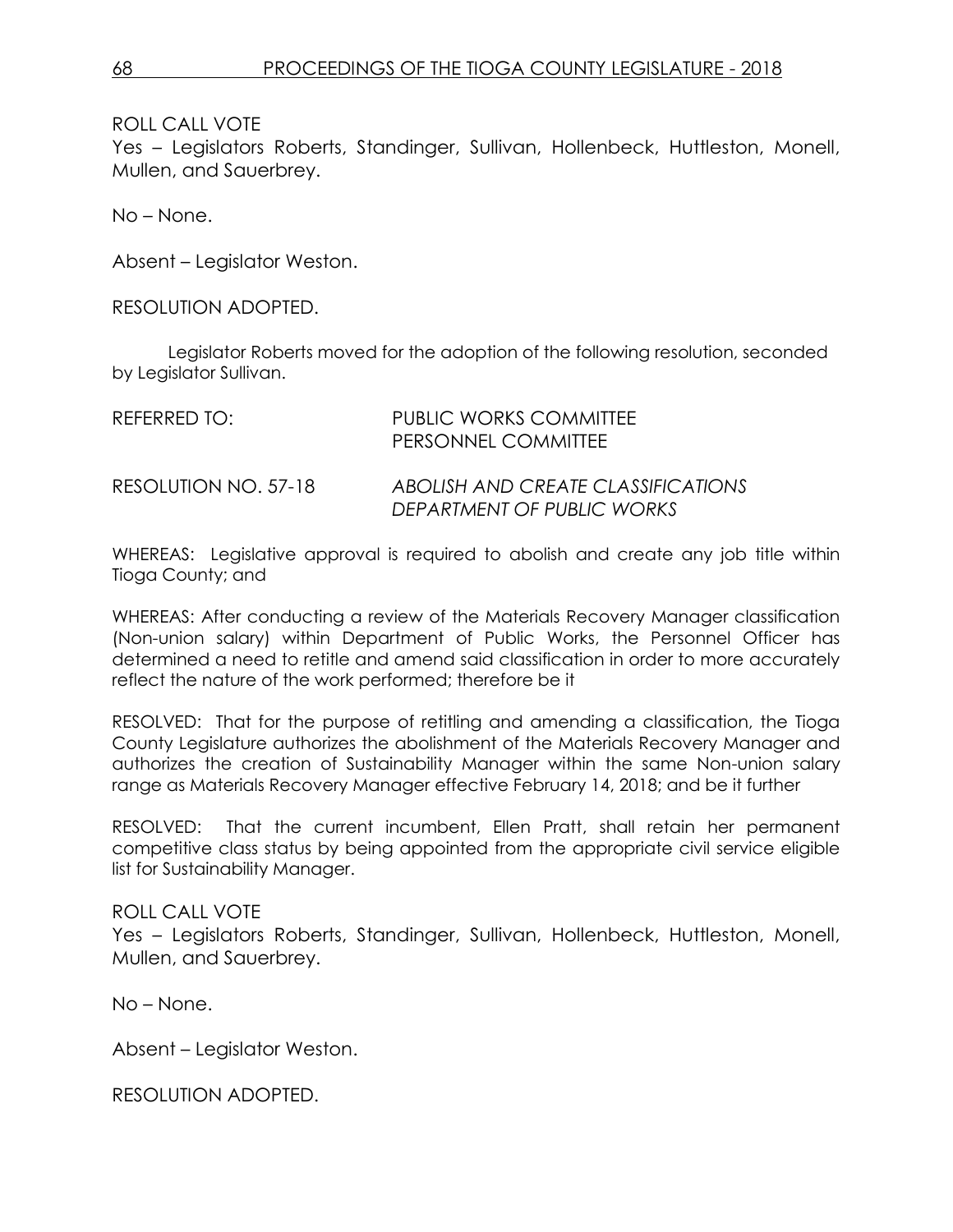ROLL CALL VOTE
Yes – Legislators Roberts, Standinger, Sullivan, Hollenbeck, Huttleston, Monell, Mullen, and Sauerbrey.

No – None.

Absent – Legislator Weston.

RESOLUTION ADOPTED.

Legislator Roberts moved for the adoption of the following resolution, seconded by Legislator Sullivan.

REFERRED TO: PUBLIC WORKS COMMITTEE
PERSONNEL COMMITTEE

RESOLUTION NO. 57-18 *ABOLISH AND CREATE CLASSIFICATIONS DEPARTMENT OF PUBLIC WORKS*

WHEREAS: Legislative approval is required to abolish and create any job title within Tioga County; and

WHEREAS: After conducting a review of the Materials Recovery Manager classification (Non-union salary) within Department of Public Works, the Personnel Officer has determined a need to retitle and amend said classification in order to more accurately reflect the nature of the work performed; therefore be it

RESOLVED: That for the purpose of retitling and amending a classification, the Tioga County Legislature authorizes the abolishment of the Materials Recovery Manager and authorizes the creation of Sustainability Manager within the same Non-union salary range as Materials Recovery Manager effective February 14, 2018; and be it further

RESOLVED: That the current incumbent, Ellen Pratt, shall retain her permanent competitive class status by being appointed from the appropriate civil service eligible list for Sustainability Manager.

ROLL CALL VOTE
Yes – Legislators Roberts, Standinger, Sullivan, Hollenbeck, Huttleston, Monell, Mullen, and Sauerbrey.

No – None.

Absent – Legislator Weston.

RESOLUTION ADOPTED.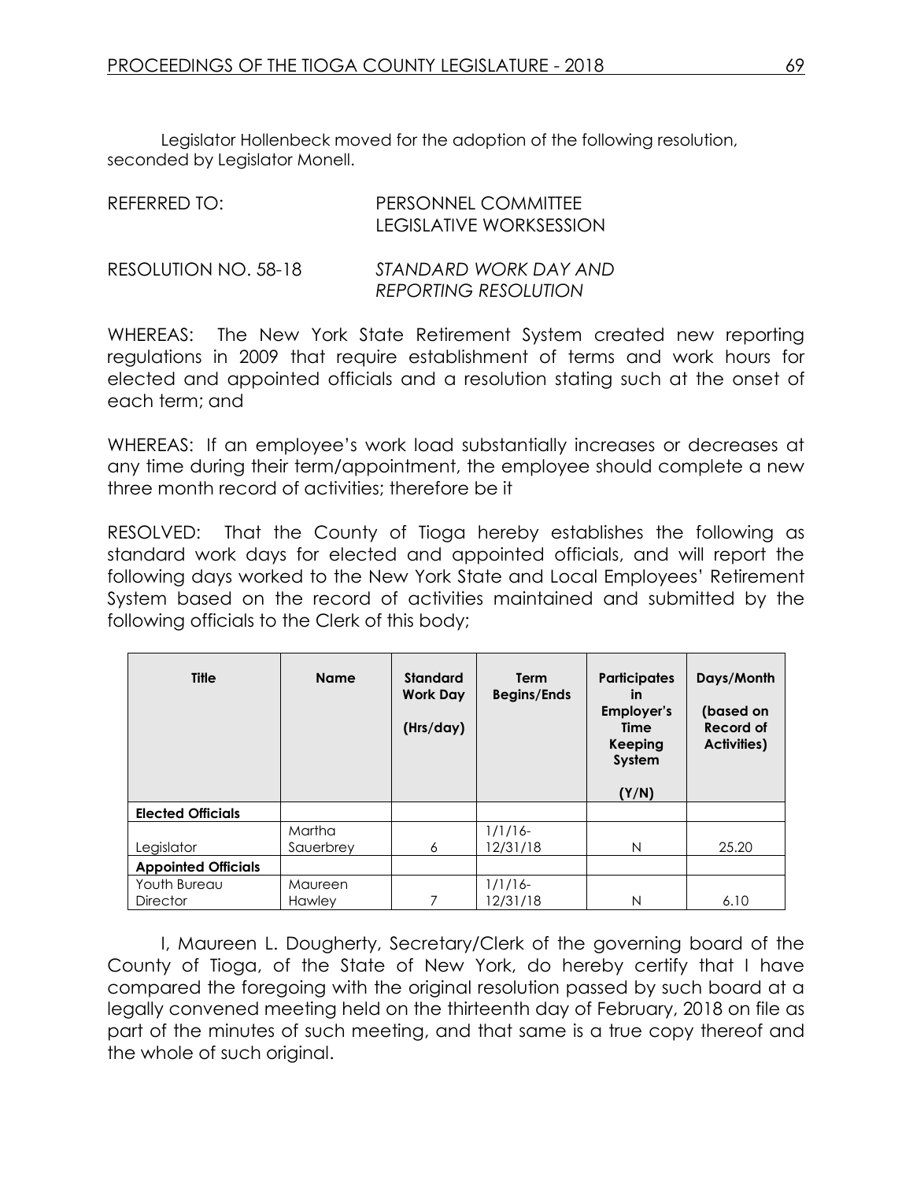Legislator Hollenbeck moved for the adoption of the following resolution, seconded by Legislator Monell.

REFERRED TO: PERSONNEL COMMITTEE
LEGISLATIVE WORKSESSION

RESOLUTION NO. 58-18 *STANDARD WORK DAY AND REPORTING RESOLUTION*

WHEREAS: The New York State Retirement System created new reporting regulations in 2009 that require establishment of terms and work hours for elected and appointed officials and a resolution stating such at the onset of each term; and

WHEREAS: If an employee's work load substantially increases or decreases at any time during their term/appointment, the employee should complete a new three month record of activities; therefore be it

RESOLVED: That the County of Tioga hereby establishes the following as standard work days for elected and appointed officials, and will report the following days worked to the New York State and Local Employees' Retirement System based on the record of activities maintained and submitted by the following officials to the Clerk of this body;

| Title | Name | Standard Work Day (Hrs/day) | Term Begins/Ends | Participates in Employer's Time Keeping System (Y/N) | Days/Month (based on Record of Activities) |
|---|---|---|---|---|---|
| **Elected Officials** | | | | | |
| Legislator | Martha Sauerbrey | 6 | 1/1/16-12/31/18 | N | 25.20 |
| **Appointed Officials** | | | | | |
| Youth Bureau Director | Maureen Hawley | 7 | 1/1/16-12/31/18 | N | 6.10 |

I, Maureen L. Dougherty, Secretary/Clerk of the governing board of the County of Tioga, of the State of New York, do hereby certify that I have compared the foregoing with the original resolution passed by such board at a legally convened meeting held on the thirteenth day of February, 2018 on file as part of the minutes of such meeting, and that same is a true copy thereof and the whole of such original.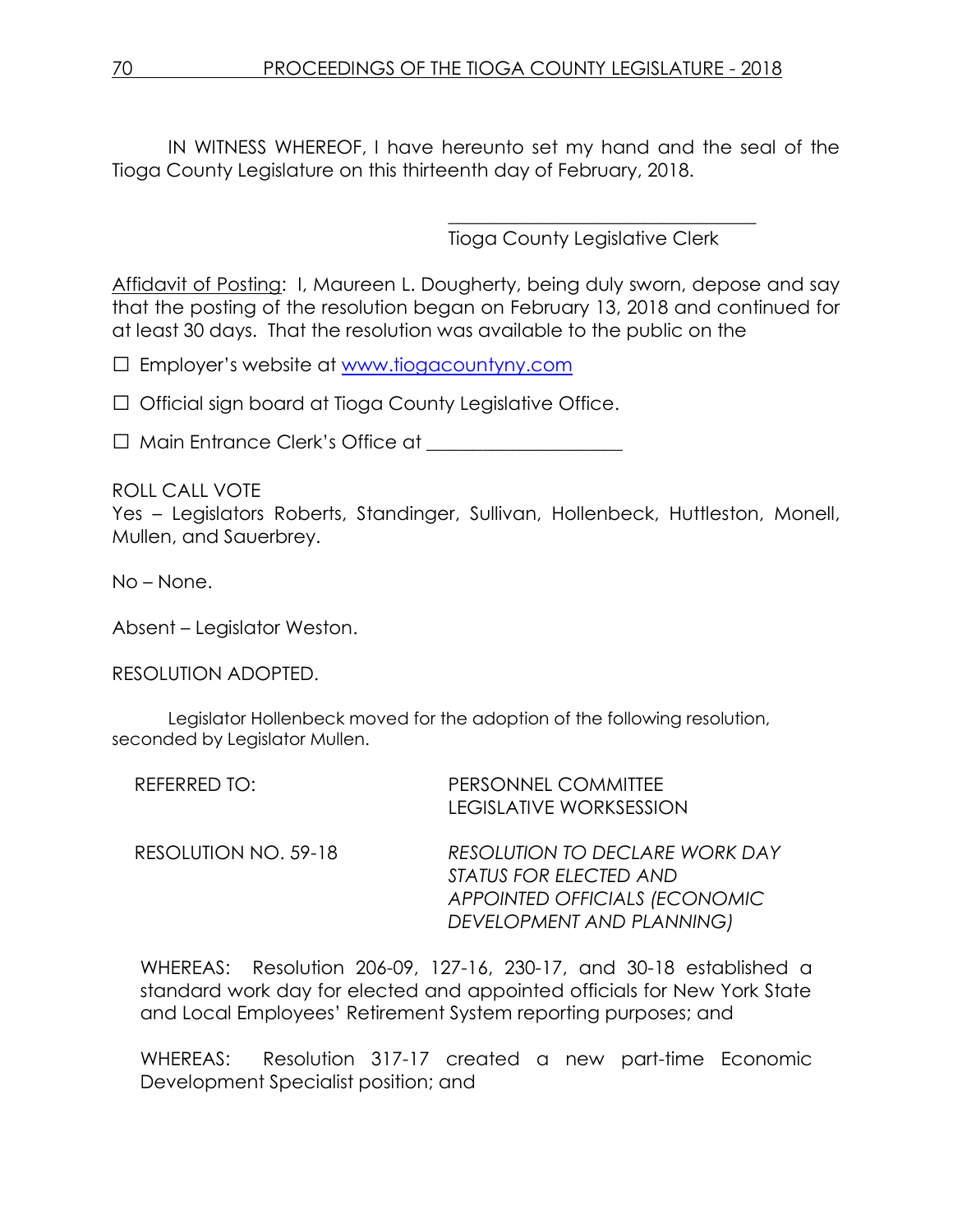IN WITNESS WHEREOF, I have hereunto set my hand and the seal of the Tioga County Legislature on this thirteenth day of February, 2018.

\_\_\_\_\_\_\_\_\_\_\_\_\_\_\_\_\_\_\_\_\_\_\_\_\_\_\_\_\_\_\_\_\_\_

Tioga County Legislative Clerk

Affidavit of Posting: I, Maureen L. Dougherty, being duly sworn, depose and say that the posting of the resolution began on February 13, 2018 and continued for at least 30 days. That the resolution was available to the public on the

☐ Employer's website at www.tiogacountyny.com

☐ Official sign board at Tioga County Legislative Office.

☐ Main Entrance Clerk's Office at \_\_\_\_\_\_\_\_\_\_\_\_\_\_\_\_\_\_\_\_\_\_\_

ROLL CALL VOTE
Yes – Legislators Roberts, Standinger, Sullivan, Hollenbeck, Huttleston, Monell, Mullen, and Sauerbrey.

No – None.

Absent – Legislator Weston.

RESOLUTION ADOPTED.

Legislator Hollenbeck moved for the adoption of the following resolution, seconded by Legislator Mullen.

REFERRED TO: PERSONNEL COMMITTEE
LEGISLATIVE WORKSESSION

RESOLUTION NO. 59-18 *RESOLUTION TO DECLARE WORK DAY STATUS FOR ELECTED AND APPOINTED OFFICIALS (ECONOMIC DEVELOPMENT AND PLANNING)*

WHEREAS: Resolution 206-09, 127-16, 230-17, and 30-18 established a standard work day for elected and appointed officials for New York State and Local Employees' Retirement System reporting purposes; and

WHEREAS: Resolution 317-17 created a new part-time Economic Development Specialist position; and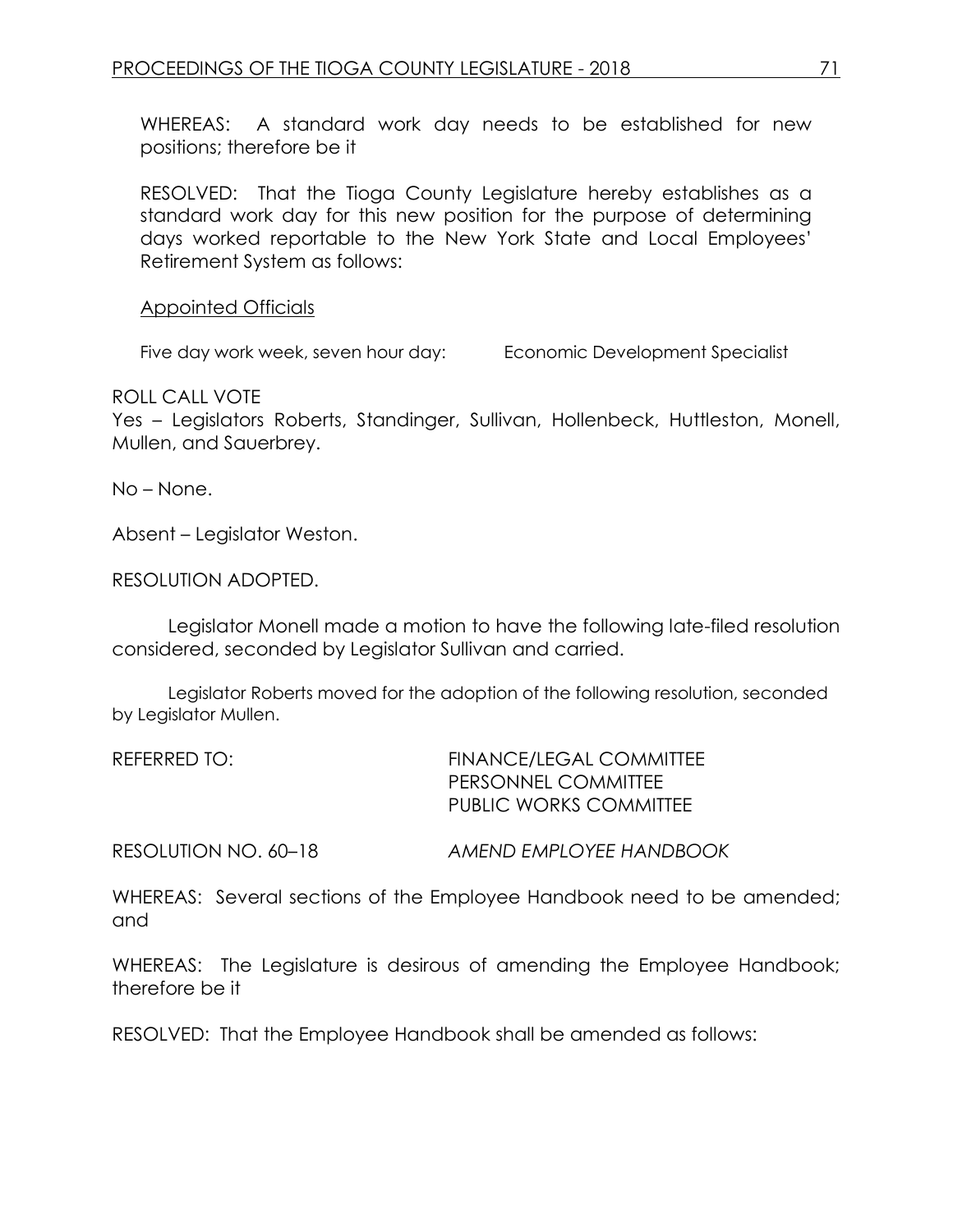WHEREAS: A standard work day needs to be established for new positions; therefore be it

RESOLVED: That the Tioga County Legislature hereby establishes as a standard work day for this new position for the purpose of determining days worked reportable to the New York State and Local Employees' Retirement System as follows:

Appointed Officials

Five day work week, seven hour day: Economic Development Specialist

ROLL CALL VOTE
Yes – Legislators Roberts, Standinger, Sullivan, Hollenbeck, Huttleston, Monell, Mullen, and Sauerbrey.

No – None.

Absent – Legislator Weston.

RESOLUTION ADOPTED.

Legislator Monell made a motion to have the following late-filed resolution considered, seconded by Legislator Sullivan and carried.

Legislator Roberts moved for the adoption of the following resolution, seconded by Legislator Mullen.

REFERRED TO: FINANCE/LEGAL COMMITTEE
PERSONNEL COMMITTEE
PUBLIC WORKS COMMITTEE

RESOLUTION NO. 60–18 *AMEND EMPLOYEE HANDBOOK*

WHEREAS: Several sections of the Employee Handbook need to be amended; and

WHEREAS: The Legislature is desirous of amending the Employee Handbook; therefore be it

RESOLVED: That the Employee Handbook shall be amended as follows: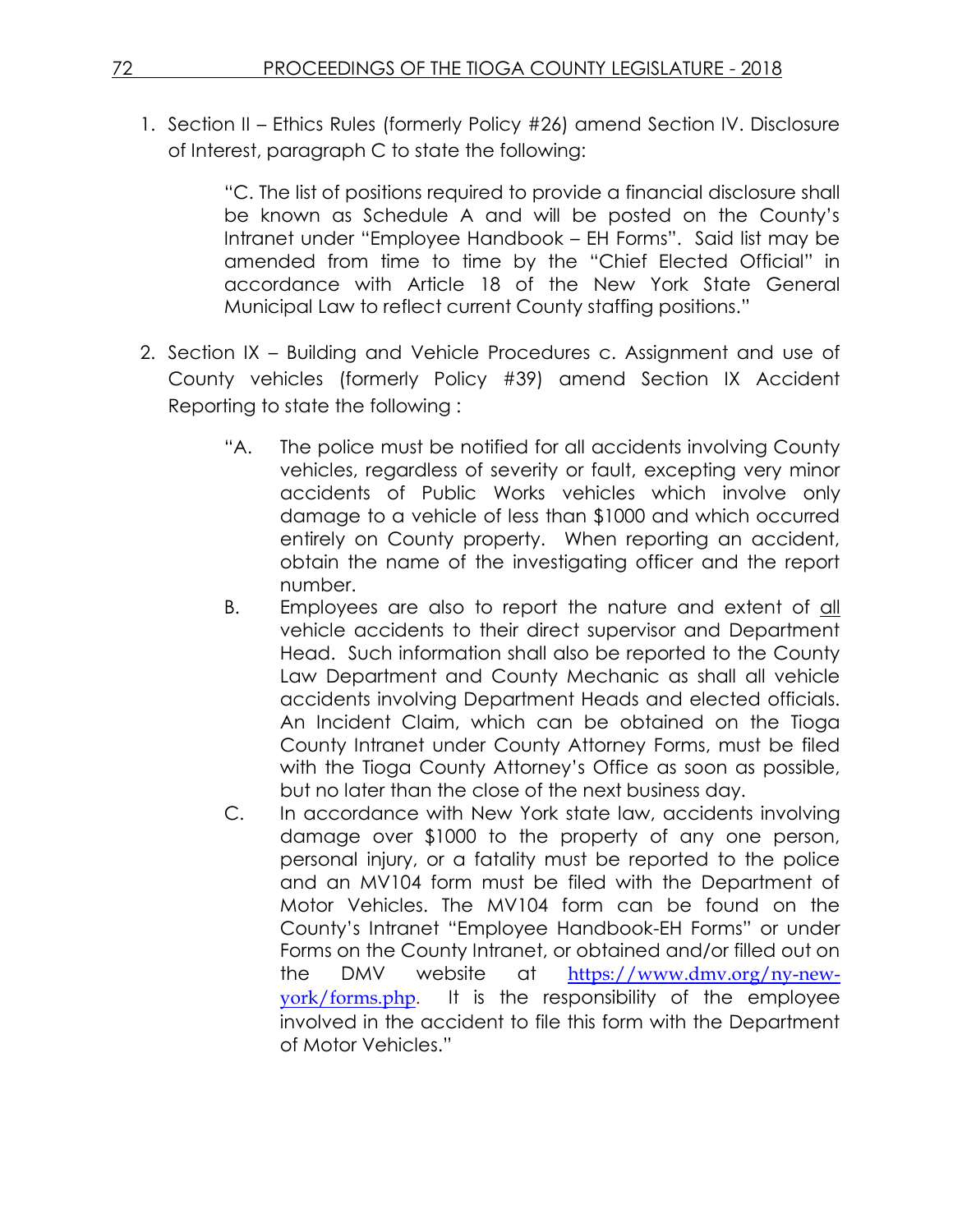1. Section II – Ethics Rules (formerly Policy #26) amend Section IV. Disclosure of Interest, paragraph C to state the following:

   > "C. The list of positions required to provide a financial disclosure shall be known as Schedule A and will be posted on the County's Intranet under "Employee Handbook – EH Forms". Said list may be amended from time to time by the "Chief Elected Official" in accordance with Article 18 of the New York State General Municipal Law to reflect current County staffing positions."

2. Section IX – Building and Vehicle Procedures c. Assignment and use of County vehicles (formerly Policy #39) amend Section IX Accident Reporting to state the following :

   > "A. The police must be notified for all accidents involving County vehicles, regardless of severity or fault, excepting very minor accidents of Public Works vehicles which involve only damage to a vehicle of less than $1000 and which occurred entirely on County property. When reporting an accident, obtain the name of the investigating officer and the report number.
   >
   > B. Employees are also to report the nature and extent of all vehicle accidents to their direct supervisor and Department Head. Such information shall also be reported to the County Law Department and County Mechanic as shall all vehicle accidents involving Department Heads and elected officials. An Incident Claim, which can be obtained on the Tioga County Intranet under County Attorney Forms, must be filed with the Tioga County Attorney's Office as soon as possible, but no later than the close of the next business day.
   >
   > C. In accordance with New York state law, accidents involving damage over $1000 to the property of any one person, personal injury, or a fatality must be reported to the police and an MV104 form must be filed with the Department of Motor Vehicles. The MV104 form can be found on the County's Intranet "Employee Handbook-EH Forms" or under Forms on the County Intranet, or obtained and/or filled out on the DMV website at https://www.dmv.org/ny-new-york/forms.php. It is the responsibility of the employee involved in the accident to file this form with the Department of Motor Vehicles."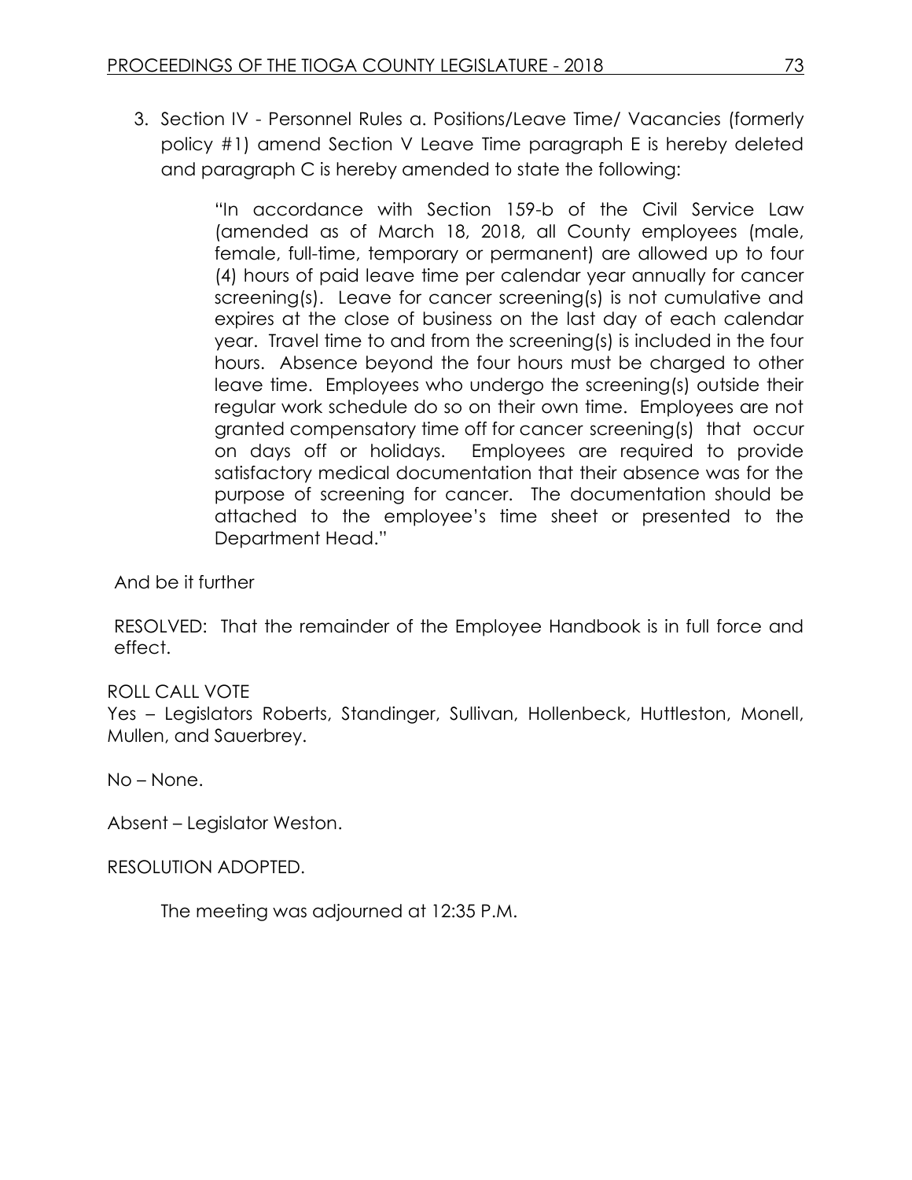3. Section IV - Personnel Rules a. Positions/Leave Time/ Vacancies (formerly policy #1) amend Section V Leave Time paragraph E is hereby deleted and paragraph C is hereby amended to state the following:

   > "In accordance with Section 159-b of the Civil Service Law (amended as of March 18, 2018, all County employees (male, female, full-time, temporary or permanent) are allowed up to four (4) hours of paid leave time per calendar year annually for cancer screening(s). Leave for cancer screening(s) is not cumulative and expires at the close of business on the last day of each calendar year. Travel time to and from the screening(s) is included in the four hours. Absence beyond the four hours must be charged to other leave time. Employees who undergo the screening(s) outside their regular work schedule do so on their own time. Employees are not granted compensatory time off for cancer screening(s) that occur on days off or holidays. Employees are required to provide satisfactory medical documentation that their absence was for the purpose of screening for cancer. The documentation should be attached to the employee's time sheet or presented to the Department Head."

And be it further

RESOLVED: That the remainder of the Employee Handbook is in full force and effect.

ROLL CALL VOTE
Yes – Legislators Roberts, Standinger, Sullivan, Hollenbeck, Huttleston, Monell, Mullen, and Sauerbrey.

No – None.

Absent – Legislator Weston.

RESOLUTION ADOPTED.

The meeting was adjourned at 12:35 P.M.